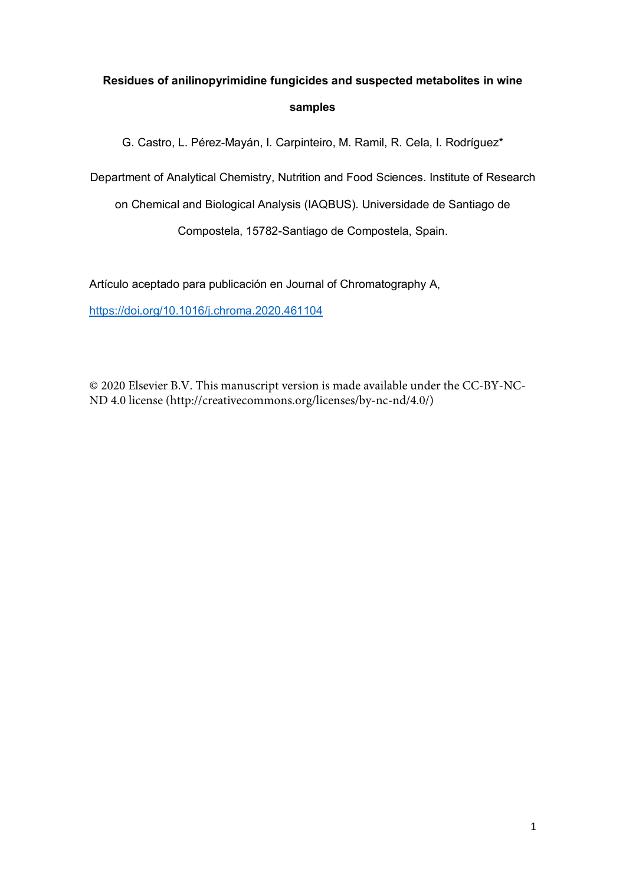# Residues of anilinopyrimidine fungicides and suspected metabolites in wine samples

G. Castro, L. Pérez-Mayán, I. Carpinteiro, M. Ramil, R. Cela, I. Rodríguez*

Department of Analytical Chemistry, Nutrition and Food Sciences. Institute of Research on Chemical and Biological Analysis (IAQBUS). Universidade de Santiago de Compostela, 15782-Santiago de Compostela, Spain.

Artículo aceptado para publicación en Journal of Chromatography A,

https://doi.org/10.1016/j.chroma.2020.461104

© 2020 Elsevier B.V. This manuscript version is made available under the CC-BY-NC-ND 4.0 license (http://creativecommons.org/licenses/by-nc-nd/4.0/)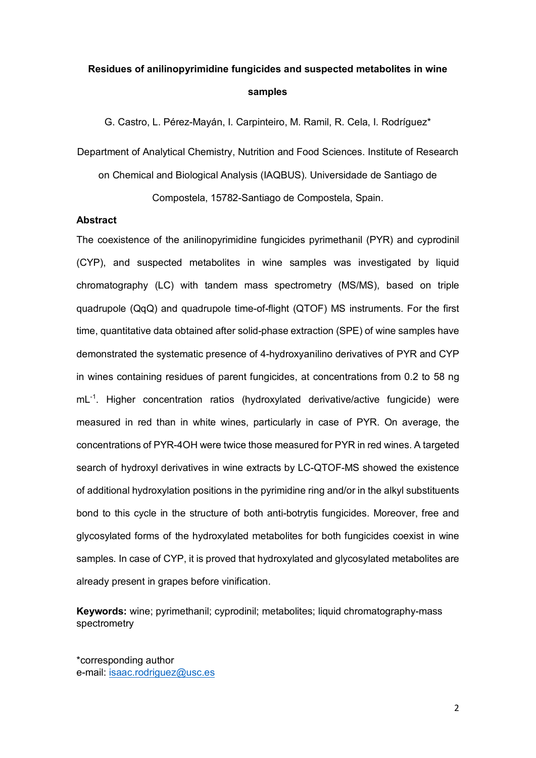# Residues of anilinopyrimidine fungicides and suspected metabolites in wine samples

G. Castro, L. Pérez-Mayán, I. Carpinteiro, M. Ramil, R. Cela, I. Rodríguez*

Department of Analytical Chemistry, Nutrition and Food Sciences. Institute of Research on Chemical and Biological Analysis (IAQBUS). Universidade de Santiago de Compostela, 15782-Santiago de Compostela, Spain.

## Abstract

The coexistence of the anilinopyrimidine fungicides pyrimethanil (PYR) and cyprodinil (CYP), and suspected metabolites in wine samples was investigated by liquid chromatography (LC) with tandem mass spectrometry (MS/MS), based on triple quadrupole (QqQ) and quadrupole time-of-flight (QTOF) MS instruments. For the first time, quantitative data obtained after solid-phase extraction (SPE) of wine samples have demonstrated the systematic presence of 4-hydroxyanilino derivatives of PYR and CYP in wines containing residues of parent fungicides, at concentrations from 0.2 to 58 ng $mL^{-1}$. Higher concentration ratios (hydroxylated derivative/active fungicide) were measured in red than in white wines, particularly in case of PYR. On average, the concentrations of PYR-4OH were twice those measured for PYR in red wines. A targeted search of hydroxyl derivatives in wine extracts by LC-QTOF-MS showed the existence of additional hydroxylation positions in the pyrimidine ring and/or in the alkyl substituents bond to this cycle in the structure of both anti-botrytis fungicides. Moreover, free and glycosylated forms of the hydroxylated metabolites for both fungicides coexist in wine samples. In case of CYP, it is proved that hydroxylated and glycosylated metabolites are already present in grapes before vinification.

**Keywords:** wine; pyrimethanil; cyprodinil; metabolites; liquid chromatography-mass spectrometry

*corresponding author
e-mail: isaac.rodriguez@usc.es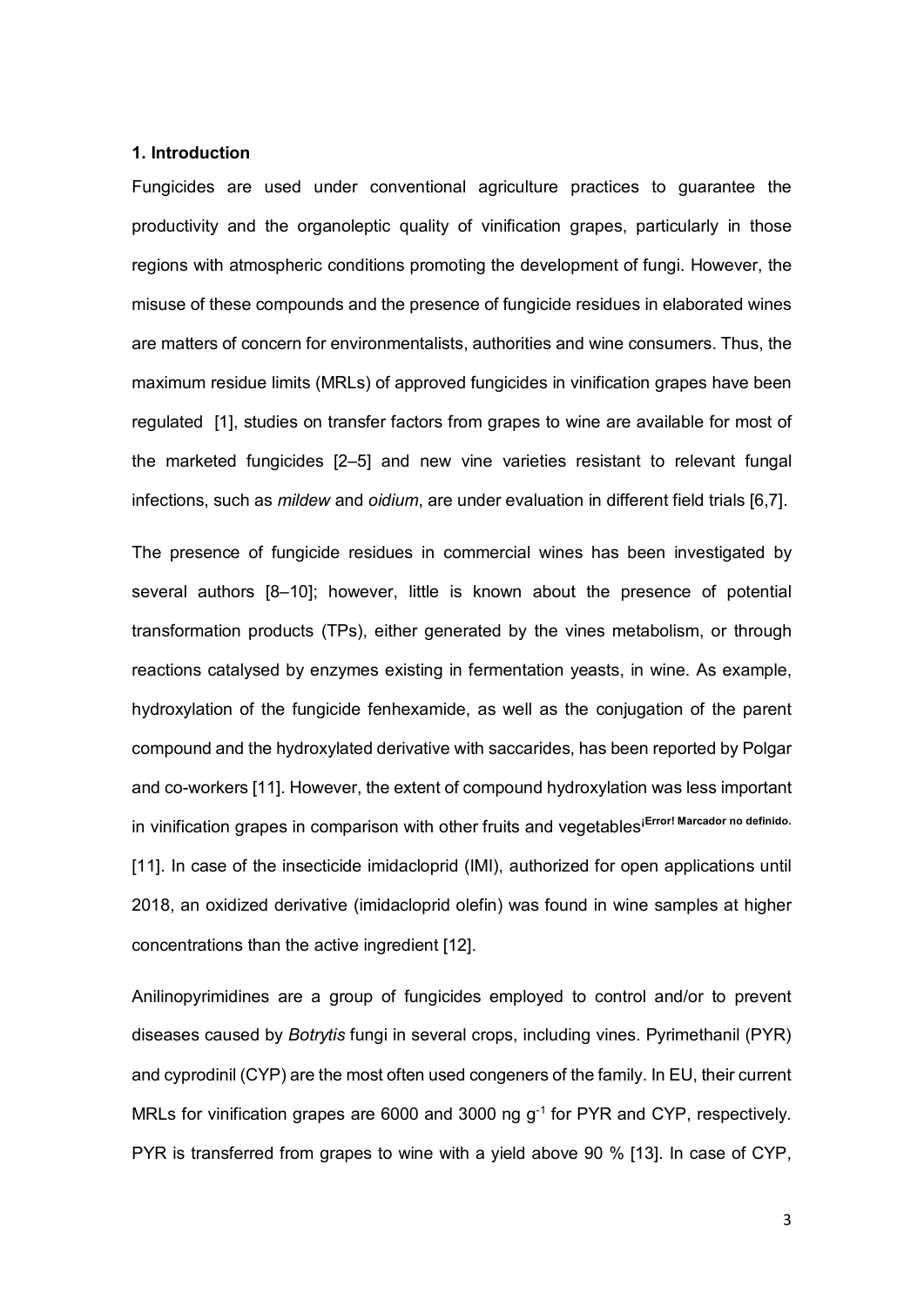**1. Introduction**

Fungicides are used under conventional agriculture practices to guarantee the productivity and the organoleptic quality of vinification grapes, particularly in those regions with atmospheric conditions promoting the development of fungi. However, the misuse of these compounds and the presence of fungicide residues in elaborated wines are matters of concern for environmentalists, authorities and wine consumers. Thus, the maximum residue limits (MRLs) of approved fungicides in vinification grapes have been regulated [1], studies on transfer factors from grapes to wine are available for most of the marketed fungicides [2–5] and new vine varieties resistant to relevant fungal infections, such as *mildew* and *oidium*, are under evaluation in different field trials [6,7].

The presence of fungicide residues in commercial wines has been investigated by several authors [8–10]; however, little is known about the presence of potential transformation products (TPs), either generated by the vines metabolism, or through reactions catalysed by enzymes existing in fermentation yeasts, in wine. As example, hydroxylation of the fungicide fenhexamide, as well as the conjugation of the parent compound and the hydroxylated derivative with saccarides, has been reported by Polgar and co-workers [11]. However, the extent of compound hydroxylation was less important in vinification grapes in comparison with other fruits and vegetables[¡Error! Marcador no definido.] [11]. In case of the insecticide imidacloprid (IMI), authorized for open applications until 2018, an oxidized derivative (imidacloprid olefin) was found in wine samples at higher concentrations than the active ingredient [12].

Anilinopyrimidines are a group of fungicides employed to control and/or to prevent diseases caused by *Botrytis* fungi in several crops, including vines. Pyrimethanil (PYR) and cyprodinil (CYP) are the most often used congeners of the family. In EU, their current MRLs for vinification grapes are 6000 and 3000 ng $g^{-1}$ for PYR and CYP, respectively. PYR is transferred from grapes to wine with a yield above 90 % [13]. In case of CYP,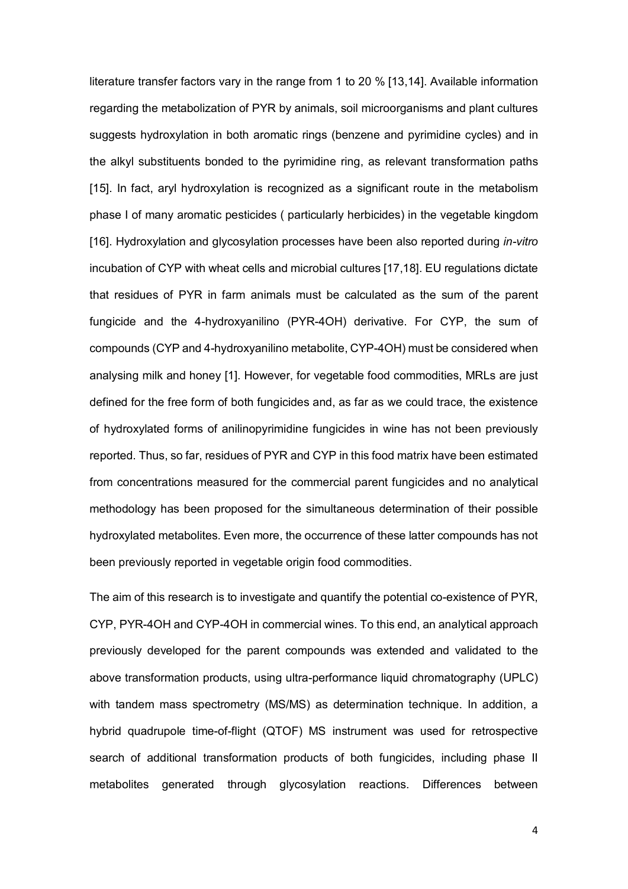literature transfer factors vary in the range from 1 to 20 % [13,14]. Available information regarding the metabolization of PYR by animals, soil microorganisms and plant cultures suggests hydroxylation in both aromatic rings (benzene and pyrimidine cycles) and in the alkyl substituents bonded to the pyrimidine ring, as relevant transformation paths [15]. In fact, aryl hydroxylation is recognized as a significant route in the metabolism phase I of many aromatic pesticides ( particularly herbicides) in the vegetable kingdom [16]. Hydroxylation and glycosylation processes have been also reported during *in-vitro* incubation of CYP with wheat cells and microbial cultures [17,18]. EU regulations dictate that residues of PYR in farm animals must be calculated as the sum of the parent fungicide and the 4-hydroxyanilino (PYR-4OH) derivative. For CYP, the sum of compounds (CYP and 4-hydroxyanilino metabolite, CYP-4OH) must be considered when analysing milk and honey [1]. However, for vegetable food commodities, MRLs are just defined for the free form of both fungicides and, as far as we could trace, the existence of hydroxylated forms of anilinopyrimidine fungicides in wine has not been previously reported. Thus, so far, residues of PYR and CYP in this food matrix have been estimated from concentrations measured for the commercial parent fungicides and no analytical methodology has been proposed for the simultaneous determination of their possible hydroxylated metabolites. Even more, the occurrence of these latter compounds has not been previously reported in vegetable origin food commodities.

The aim of this research is to investigate and quantify the potential co-existence of PYR, CYP, PYR-4OH and CYP-4OH in commercial wines. To this end, an analytical approach previously developed for the parent compounds was extended and validated to the above transformation products, using ultra-performance liquid chromatography (UPLC) with tandem mass spectrometry (MS/MS) as determination technique. In addition, a hybrid quadrupole time-of-flight (QTOF) MS instrument was used for retrospective search of additional transformation products of both fungicides, including phase II metabolites generated through glycosylation reactions. Differences between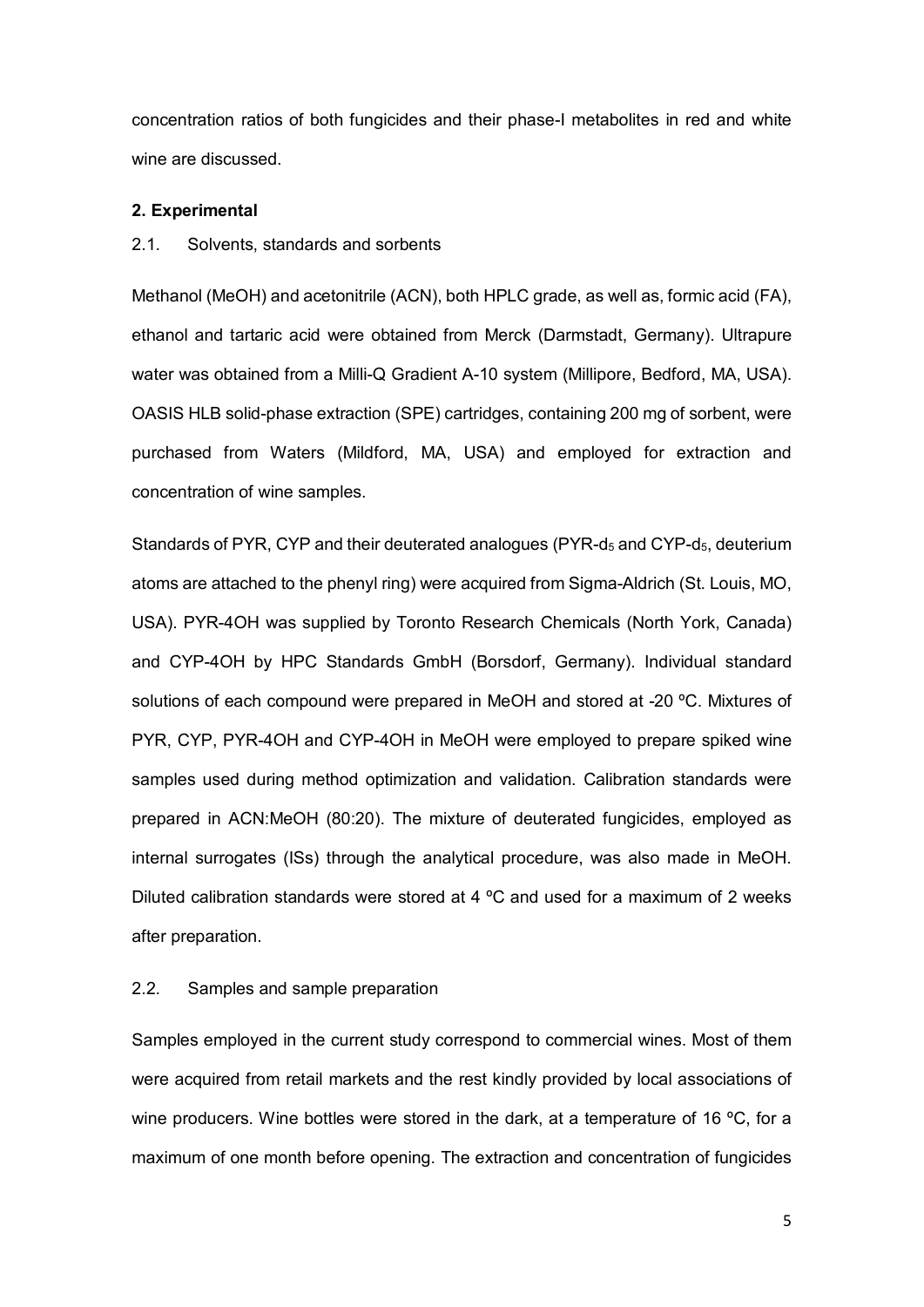concentration ratios of both fungicides and their phase-I metabolites in red and white wine are discussed.

## 2. Experimental

### 2.1. Solvents, standards and sorbents

Methanol (MeOH) and acetonitrile (ACN), both HPLC grade, as well as, formic acid (FA), ethanol and tartaric acid were obtained from Merck (Darmstadt, Germany). Ultrapure water was obtained from a Milli-Q Gradient A-10 system (Millipore, Bedford, MA, USA). OASIS HLB solid-phase extraction (SPE) cartridges, containing 200 mg of sorbent, were purchased from Waters (Mildford, MA, USA) and employed for extraction and concentration of wine samples.

Standards of PYR, CYP and their deuterated analogues (PYR-$d_5$ and CYP-$d_5$, deuterium atoms are attached to the phenyl ring) were acquired from Sigma-Aldrich (St. Louis, MO, USA). PYR-4OH was supplied by Toronto Research Chemicals (North York, Canada) and CYP-4OH by HPC Standards GmbH (Borsdorf, Germany). Individual standard solutions of each compound were prepared in MeOH and stored at -20 ºC. Mixtures of PYR, CYP, PYR-4OH and CYP-4OH in MeOH were employed to prepare spiked wine samples used during method optimization and validation. Calibration standards were prepared in ACN:MeOH (80:20). The mixture of deuterated fungicides, employed as internal surrogates (ISs) through the analytical procedure, was also made in MeOH. Diluted calibration standards were stored at 4 ºC and used for a maximum of 2 weeks after preparation.

### 2.2. Samples and sample preparation

Samples employed in the current study correspond to commercial wines. Most of them were acquired from retail markets and the rest kindly provided by local associations of wine producers. Wine bottles were stored in the dark, at a temperature of 16 ºC, for a maximum of one month before opening. The extraction and concentration of fungicides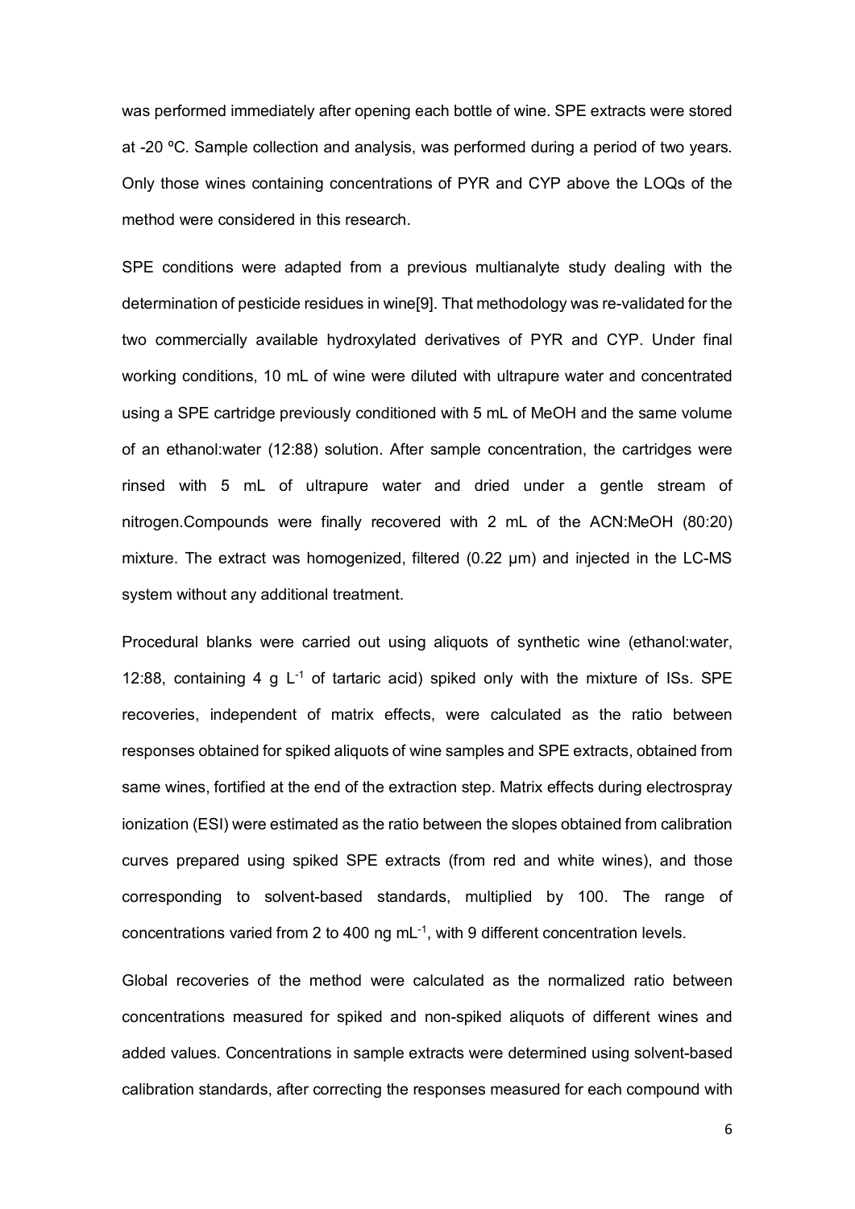was performed immediately after opening each bottle of wine. SPE extracts were stored at -20 ºC. Sample collection and analysis, was performed during a period of two years. Only those wines containing concentrations of PYR and CYP above the LOQs of the method were considered in this research.

SPE conditions were adapted from a previous multianalyte study dealing with the determination of pesticide residues in wine[9]. That methodology was re-validated for the two commercially available hydroxylated derivatives of PYR and CYP. Under final working conditions, 10 mL of wine were diluted with ultrapure water and concentrated using a SPE cartridge previously conditioned with 5 mL of MeOH and the same volume of an ethanol:water (12:88) solution. After sample concentration, the cartridges were rinsed with 5 mL of ultrapure water and dried under a gentle stream of nitrogen.Compounds were finally recovered with 2 mL of the ACN:MeOH (80:20) mixture. The extract was homogenized, filtered (0.22 µm) and injected in the LC-MS system without any additional treatment.

Procedural blanks were carried out using aliquots of synthetic wine (ethanol:water, 12:88, containing 4 g $L^{-1}$ of tartaric acid) spiked only with the mixture of ISs. SPE recoveries, independent of matrix effects, were calculated as the ratio between responses obtained for spiked aliquots of wine samples and SPE extracts, obtained from same wines, fortified at the end of the extraction step. Matrix effects during electrospray ionization (ESI) were estimated as the ratio between the slopes obtained from calibration curves prepared using spiked SPE extracts (from red and white wines), and those corresponding to solvent-based standards, multiplied by 100. The range of concentrations varied from 2 to 400 ng $mL^{-1}$, with 9 different concentration levels.

Global recoveries of the method were calculated as the normalized ratio between concentrations measured for spiked and non-spiked aliquots of different wines and added values. Concentrations in sample extracts were determined using solvent-based calibration standards, after correcting the responses measured for each compound with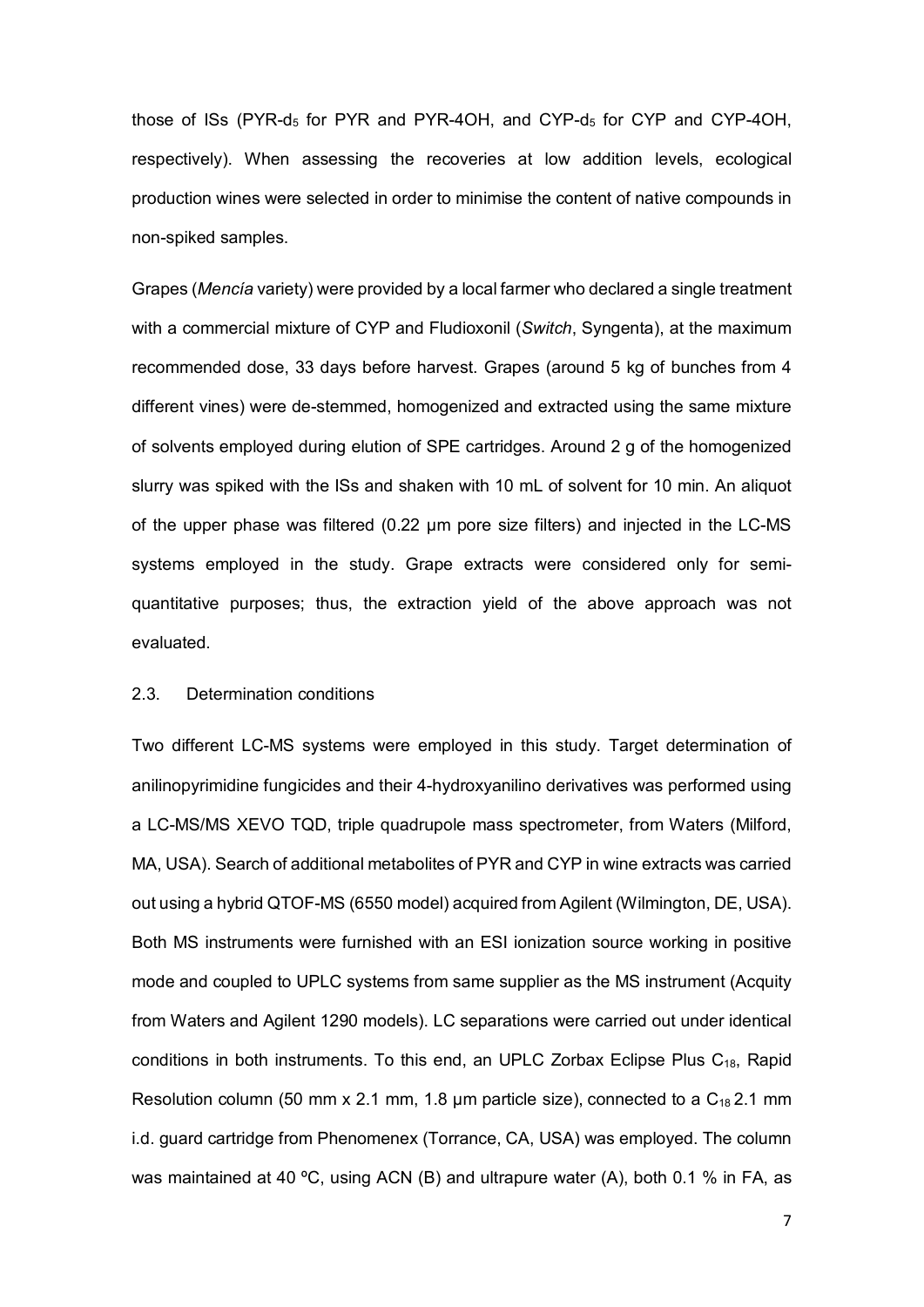those of ISs (PYR-$d_5$ for PYR and PYR-4OH, and CYP-$d_5$ for CYP and CYP-4OH, respectively). When assessing the recoveries at low addition levels, ecological production wines were selected in order to minimise the content of native compounds in non-spiked samples.

Grapes (*Mencía* variety) were provided by a local farmer who declared a single treatment with a commercial mixture of CYP and Fludioxonil (*Switch*, Syngenta), at the maximum recommended dose, 33 days before harvest. Grapes (around 5 kg of bunches from 4 different vines) were de-stemmed, homogenized and extracted using the same mixture of solvents employed during elution of SPE cartridges. Around 2 g of the homogenized slurry was spiked with the ISs and shaken with 10 mL of solvent for 10 min. An aliquot of the upper phase was filtered (0.22 µm pore size filters) and injected in the LC-MS systems employed in the study. Grape extracts were considered only for semi-quantitative purposes; thus, the extraction yield of the above approach was not evaluated.

### 2.3. Determination conditions

Two different LC-MS systems were employed in this study. Target determination of anilinopyrimidine fungicides and their 4-hydroxyanilino derivatives was performed using a LC-MS/MS XEVO TQD, triple quadrupole mass spectrometer, from Waters (Milford, MA, USA). Search of additional metabolites of PYR and CYP in wine extracts was carried out using a hybrid QTOF-MS (6550 model) acquired from Agilent (Wilmington, DE, USA). Both MS instruments were furnished with an ESI ionization source working in positive mode and coupled to UPLC systems from same supplier as the MS instrument (Acquity from Waters and Agilent 1290 models). LC separations were carried out under identical conditions in both instruments. To this end, an UPLC Zorbax Eclipse Plus $C_{18}$, Rapid Resolution column (50 mm x 2.1 mm, 1.8 µm particle size), connected to a $C_{18}$ 2.1 mm i.d. guard cartridge from Phenomenex (Torrance, CA, USA) was employed. The column was maintained at 40 ºC, using ACN (B) and ultrapure water (A), both 0.1 % in FA, as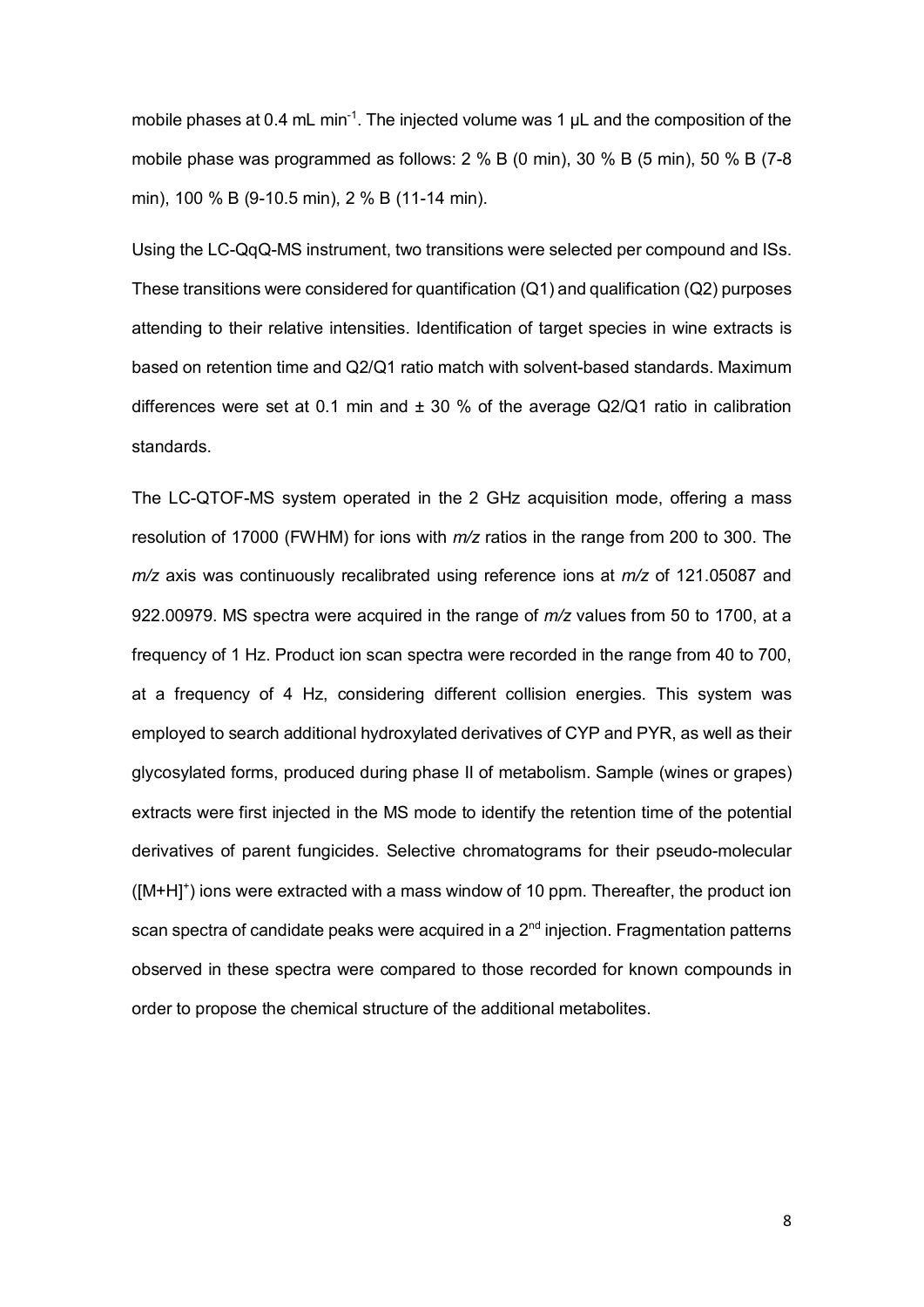mobile phases at 0.4 mL min$^{-1}$. The injected volume was 1 μL and the composition of the mobile phase was programmed as follows: 2 % B (0 min), 30 % B (5 min), 50 % B (7-8 min), 100 % B (9-10.5 min), 2 % B (11-14 min).

Using the LC-QqQ-MS instrument, two transitions were selected per compound and ISs. These transitions were considered for quantification (Q1) and qualification (Q2) purposes attending to their relative intensities. Identification of target species in wine extracts is based on retention time and Q2/Q1 ratio match with solvent-based standards. Maximum differences were set at 0.1 min and ± 30 % of the average Q2/Q1 ratio in calibration standards.

The LC-QTOF-MS system operated in the 2 GHz acquisition mode, offering a mass resolution of 17000 (FWHM) for ions with *m/z* ratios in the range from 200 to 300. The *m/z* axis was continuously recalibrated using reference ions at *m/z* of 121.05087 and 922.00979. MS spectra were acquired in the range of *m/z* values from 50 to 1700, at a frequency of 1 Hz. Product ion scan spectra were recorded in the range from 40 to 700, at a frequency of 4 Hz, considering different collision energies. This system was employed to search additional hydroxylated derivatives of CYP and PYR, as well as their glycosylated forms, produced during phase II of metabolism. Sample (wines or grapes) extracts were first injected in the MS mode to identify the retention time of the potential derivatives of parent fungicides. Selective chromatograms for their pseudo-molecular ($[M+H]^+$) ions were extracted with a mass window of 10 ppm. Thereafter, the product ion scan spectra of candidate peaks were acquired in a 2$^{nd}$ injection. Fragmentation patterns observed in these spectra were compared to those recorded for known compounds in order to propose the chemical structure of the additional metabolites.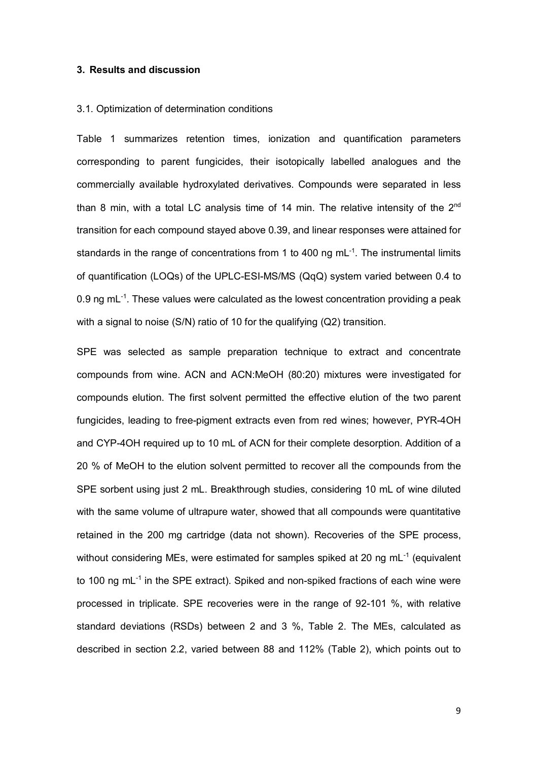## 3. Results and discussion

### 3.1. Optimization of determination conditions

Table 1 summarizes retention times, ionization and quantification parameters corresponding to parent fungicides, their isotopically labelled analogues and the commercially available hydroxylated derivatives. Compounds were separated in less than 8 min, with a total LC analysis time of 14 min. The relative intensity of the 2$^{nd}$ transition for each compound stayed above 0.39, and linear responses were attained for standards in the range of concentrations from 1 to 400 ng mL$^{-1}$. The instrumental limits of quantification (LOQs) of the UPLC-ESI-MS/MS (QqQ) system varied between 0.4 to 0.9 ng mL$^{-1}$. These values were calculated as the lowest concentration providing a peak with a signal to noise (S/N) ratio of 10 for the qualifying (Q2) transition.

SPE was selected as sample preparation technique to extract and concentrate compounds from wine. ACN and ACN:MeOH (80:20) mixtures were investigated for compounds elution. The first solvent permitted the effective elution of the two parent fungicides, leading to free-pigment extracts even from red wines; however, PYR-4OH and CYP-4OH required up to 10 mL of ACN for their complete desorption. Addition of a 20 % of MeOH to the elution solvent permitted to recover all the compounds from the SPE sorbent using just 2 mL. Breakthrough studies, considering 10 mL of wine diluted with the same volume of ultrapure water, showed that all compounds were quantitative retained in the 200 mg cartridge (data not shown). Recoveries of the SPE process, without considering MEs, were estimated for samples spiked at 20 ng mL$^{-1}$ (equivalent to 100 ng mL$^{-1}$ in the SPE extract). Spiked and non-spiked fractions of each wine were processed in triplicate. SPE recoveries were in the range of 92-101 %, with relative standard deviations (RSDs) between 2 and 3 %, Table 2. The MEs, calculated as described in section 2.2, varied between 88 and 112% (Table 2), which points out to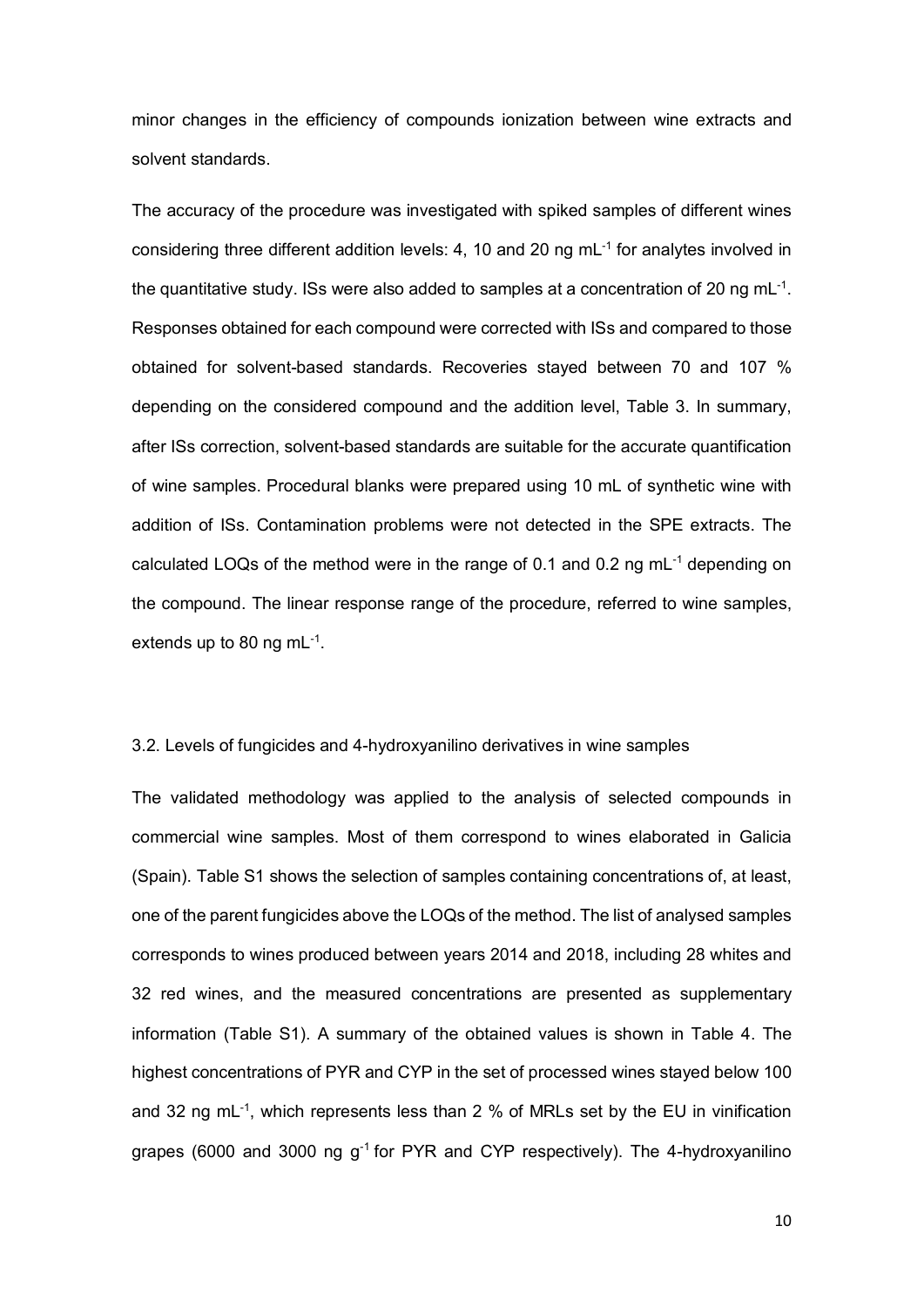minor changes in the efficiency of compounds ionization between wine extracts and solvent standards.

The accuracy of the procedure was investigated with spiked samples of different wines considering three different addition levels: 4, 10 and 20 ng mL$^{-1}$ for analytes involved in the quantitative study. ISs were also added to samples at a concentration of 20 ng mL$^{-1}$. Responses obtained for each compound were corrected with ISs and compared to those obtained for solvent-based standards. Recoveries stayed between 70 and 107 % depending on the considered compound and the addition level, Table 3. In summary, after ISs correction, solvent-based standards are suitable for the accurate quantification of wine samples. Procedural blanks were prepared using 10 mL of synthetic wine with addition of ISs. Contamination problems were not detected in the SPE extracts. The calculated LOQs of the method were in the range of 0.1 and 0.2 ng mL$^{-1}$ depending on the compound. The linear response range of the procedure, referred to wine samples, extends up to 80 ng mL$^{-1}$.

### 3.2. Levels of fungicides and 4-hydroxyanilino derivatives in wine samples

The validated methodology was applied to the analysis of selected compounds in commercial wine samples. Most of them correspond to wines elaborated in Galicia (Spain). Table S1 shows the selection of samples containing concentrations of, at least, one of the parent fungicides above the LOQs of the method. The list of analysed samples corresponds to wines produced between years 2014 and 2018, including 28 whites and 32 red wines, and the measured concentrations are presented as supplementary information (Table S1). A summary of the obtained values is shown in Table 4. The highest concentrations of PYR and CYP in the set of processed wines stayed below 100 and 32 ng mL$^{-1}$, which represents less than 2 % of MRLs set by the EU in vinification grapes (6000 and 3000 ng g$^{-1}$ for PYR and CYP respectively). The 4-hydroxyanilino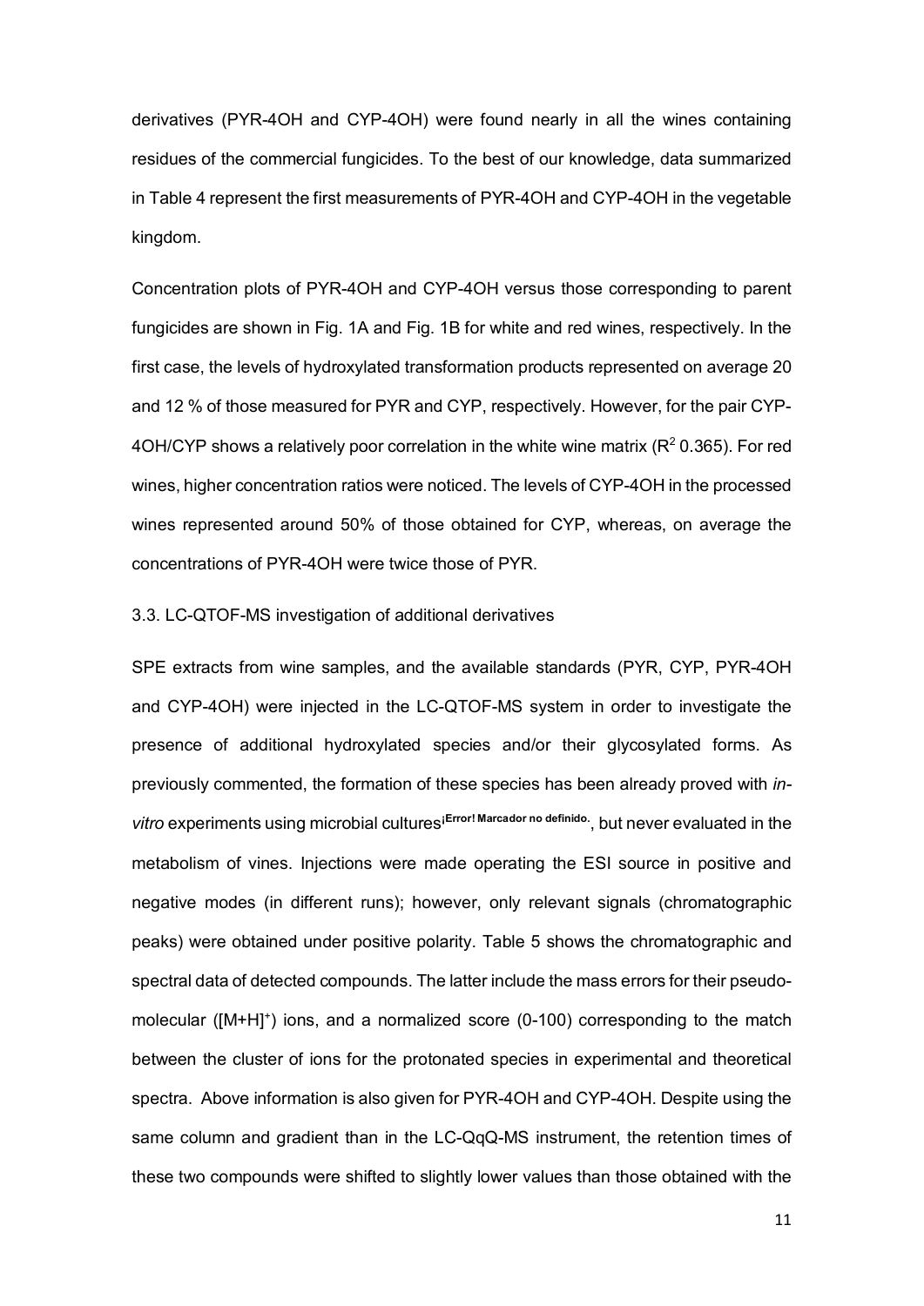derivatives (PYR-4OH and CYP-4OH) were found nearly in all the wines containing residues of the commercial fungicides. To the best of our knowledge, data summarized in Table 4 represent the first measurements of PYR-4OH and CYP-4OH in the vegetable kingdom.

Concentration plots of PYR-4OH and CYP-4OH versus those corresponding to parent fungicides are shown in Fig. 1A and Fig. 1B for white and red wines, respectively. In the first case, the levels of hydroxylated transformation products represented on average 20 and 12 % of those measured for PYR and CYP, respectively. However, for the pair CYP-4OH/CYP shows a relatively poor correlation in the white wine matrix ($R^2$ 0.365). For red wines, higher concentration ratios were noticed. The levels of CYP-4OH in the processed wines represented around 50% of those obtained for CYP, whereas, on average the concentrations of PYR-4OH were twice those of PYR.

### 3.3. LC-QTOF-MS investigation of additional derivatives

SPE extracts from wine samples, and the available standards (PYR, CYP, PYR-4OH and CYP-4OH) were injected in the LC-QTOF-MS system in order to investigate the presence of additional hydroxylated species and/or their glycosylated forms. As previously commented, the formation of these species has been already proved with *in-vitro* experiments using microbial cultures**¡Error! Marcador no definido.**, but never evaluated in the metabolism of vines. Injections were made operating the ESI source in positive and negative modes (in different runs); however, only relevant signals (chromatographic peaks) were obtained under positive polarity. Table 5 shows the chromatographic and spectral data of detected compounds. The latter include the mass errors for their pseudo-molecular ($[M+H]^+$) ions, and a normalized score (0-100) corresponding to the match between the cluster of ions for the protonated species in experimental and theoretical spectra. Above information is also given for PYR-4OH and CYP-4OH. Despite using the same column and gradient than in the LC-QqQ-MS instrument, the retention times of these two compounds were shifted to slightly lower values than those obtained with the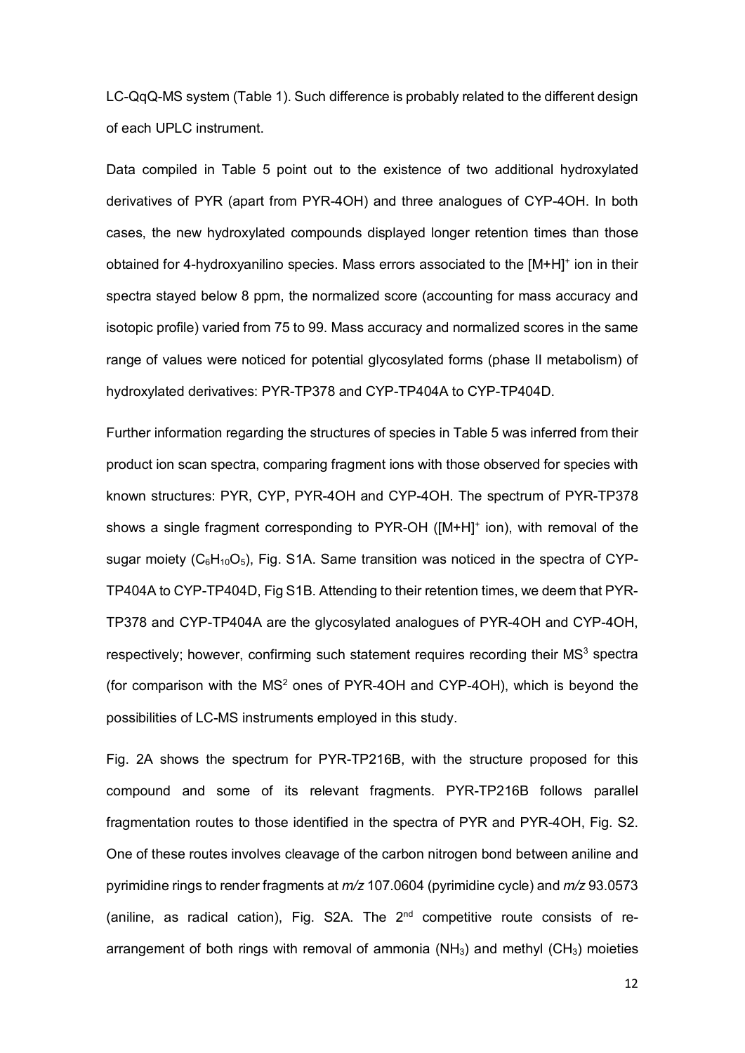LC-QqQ-MS system (Table 1). Such difference is probably related to the different design of each UPLC instrument.

Data compiled in Table 5 point out to the existence of two additional hydroxylated derivatives of PYR (apart from PYR-4OH) and three analogues of CYP-4OH. In both cases, the new hydroxylated compounds displayed longer retention times than those obtained for 4-hydroxyanilino species. Mass errors associated to the $[M+H]^+$ ion in their spectra stayed below 8 ppm, the normalized score (accounting for mass accuracy and isotopic profile) varied from 75 to 99. Mass accuracy and normalized scores in the same range of values were noticed for potential glycosylated forms (phase II metabolism) of hydroxylated derivatives: PYR-TP378 and CYP-TP404A to CYP-TP404D.

Further information regarding the structures of species in Table 5 was inferred from their product ion scan spectra, comparing fragment ions with those observed for species with known structures: PYR, CYP, PYR-4OH and CYP-4OH. The spectrum of PYR-TP378 shows a single fragment corresponding to PYR-OH ($[M+H]^+$ ion), with removal of the sugar moiety ($C_6H_{10}O_5$), Fig. S1A. Same transition was noticed in the spectra of CYP-TP404A to CYP-TP404D, Fig S1B. Attending to their retention times, we deem that PYR-TP378 and CYP-TP404A are the glycosylated analogues of PYR-4OH and CYP-4OH, respectively; however, confirming such statement requires recording their $MS^3$ spectra (for comparison with the $MS^2$ ones of PYR-4OH and CYP-4OH), which is beyond the possibilities of LC-MS instruments employed in this study.

Fig. 2A shows the spectrum for PYR-TP216B, with the structure proposed for this compound and some of its relevant fragments. PYR-TP216B follows parallel fragmentation routes to those identified in the spectra of PYR and PYR-4OH, Fig. S2. One of these routes involves cleavage of the carbon nitrogen bond between aniline and pyrimidine rings to render fragments at *m/z* 107.0604 (pyrimidine cycle) and *m/z* 93.0573 (aniline, as radical cation), Fig. S2A. The 2[nd] competitive route consists of re-arrangement of both rings with removal of ammonia ($NH_3$) and methyl ($CH_3$) moieties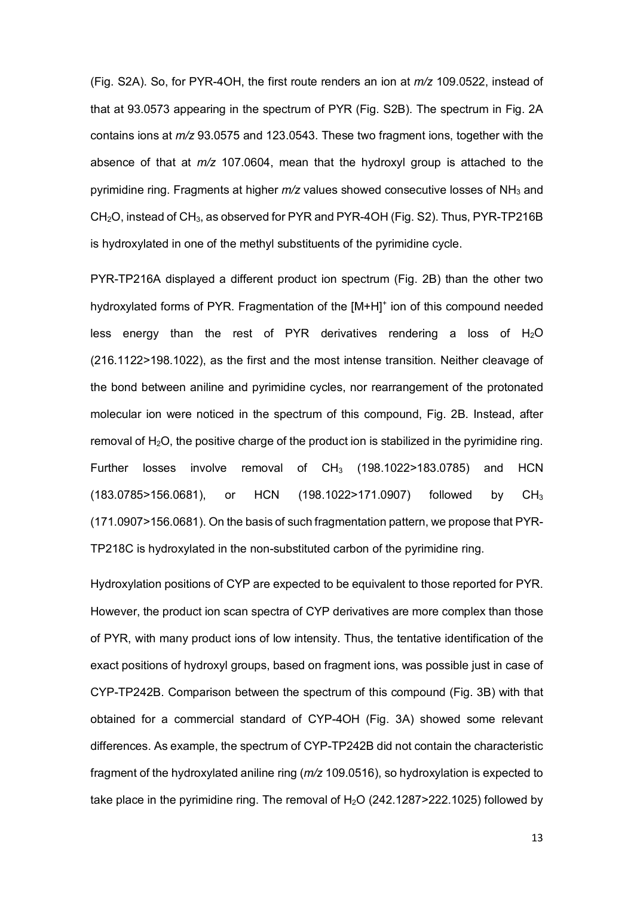(Fig. S2A). So, for PYR-4OH, the first route renders an ion at *m/z* 109.0522, instead of that at 93.0573 appearing in the spectrum of PYR (Fig. S2B). The spectrum in Fig. 2A contains ions at *m/z* 93.0575 and 123.0543. These two fragment ions, together with the absence of that at *m/z* 107.0604, mean that the hydroxyl group is attached to the pyrimidine ring. Fragments at higher *m/z* values showed consecutive losses of $NH_3$ and $CH_2O$, instead of $CH_3$, as observed for PYR and PYR-4OH (Fig. S2). Thus, PYR-TP216B is hydroxylated in one of the methyl substituents of the pyrimidine cycle.

PYR-TP216A displayed a different product ion spectrum (Fig. 2B) than the other two hydroxylated forms of PYR. Fragmentation of the $[M+H]^+$ ion of this compound needed less energy than the rest of PYR derivatives rendering a loss of $H_2O$ (216.1122>198.1022), as the first and the most intense transition. Neither cleavage of the bond between aniline and pyrimidine cycles, nor rearrangement of the protonated molecular ion were noticed in the spectrum of this compound, Fig. 2B. Instead, after removal of $H_2O$, the positive charge of the product ion is stabilized in the pyrimidine ring. Further losses involve removal of $CH_3$ (198.1022>183.0785) and HCN (183.0785>156.0681), or HCN (198.1022>171.0907) followed by $CH_3$ (171.0907>156.0681). On the basis of such fragmentation pattern, we propose that PYR-TP218C is hydroxylated in the non-substituted carbon of the pyrimidine ring.

Hydroxylation positions of CYP are expected to be equivalent to those reported for PYR. However, the product ion scan spectra of CYP derivatives are more complex than those of PYR, with many product ions of low intensity. Thus, the tentative identification of the exact positions of hydroxyl groups, based on fragment ions, was possible just in case of CYP-TP242B. Comparison between the spectrum of this compound (Fig. 3B) with that obtained for a commercial standard of CYP-4OH (Fig. 3A) showed some relevant differences. As example, the spectrum of CYP-TP242B did not contain the characteristic fragment of the hydroxylated aniline ring (*m/z* 109.0516), so hydroxylation is expected to take place in the pyrimidine ring. The removal of $H_2O$ (242.1287>222.1025) followed by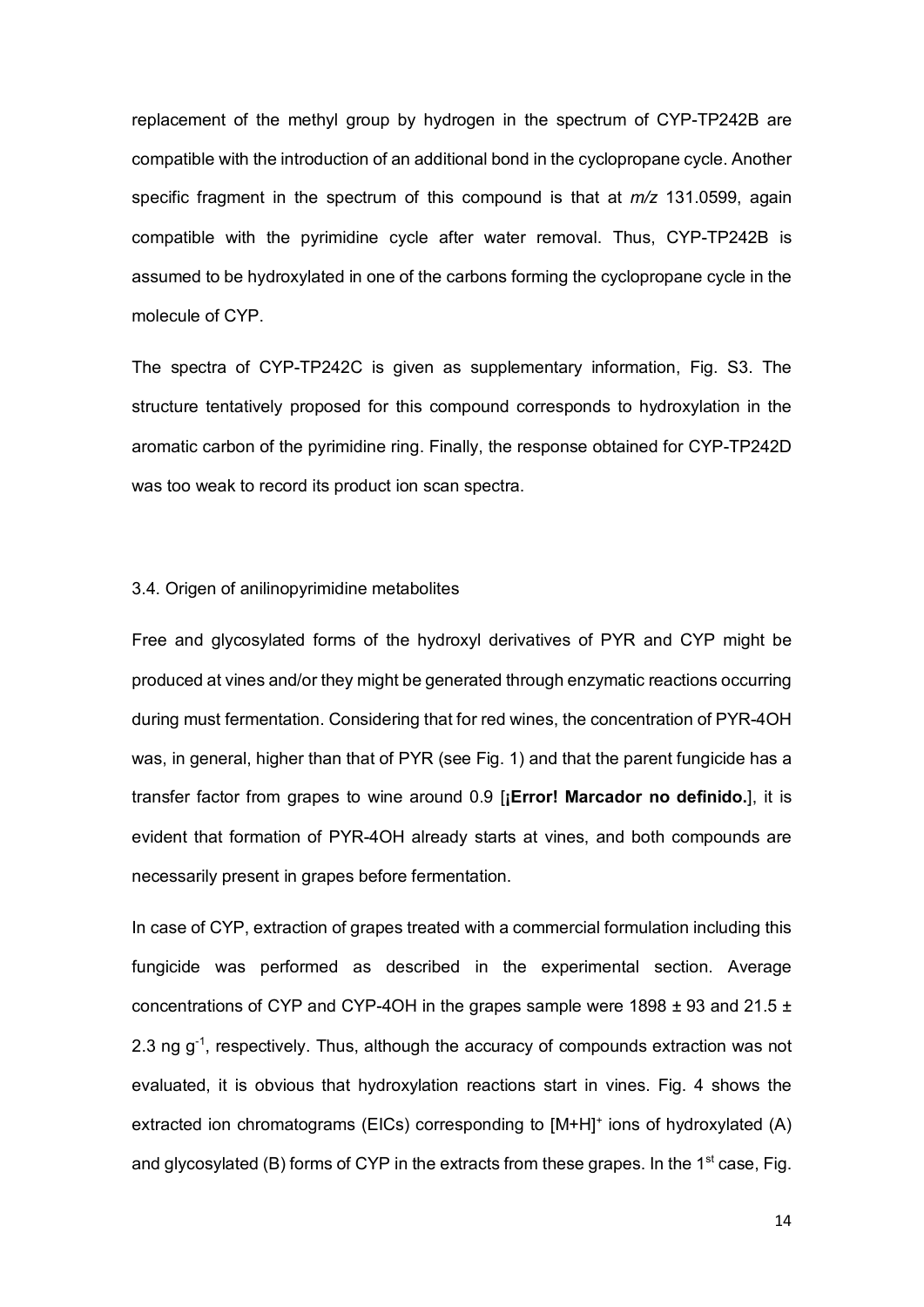replacement of the methyl group by hydrogen in the spectrum of CYP-TP242B are compatible with the introduction of an additional bond in the cyclopropane cycle. Another specific fragment in the spectrum of this compound is that at *m/z* 131.0599, again compatible with the pyrimidine cycle after water removal. Thus, CYP-TP242B is assumed to be hydroxylated in one of the carbons forming the cyclopropane cycle in the molecule of CYP.

The spectra of CYP-TP242C is given as supplementary information, Fig. S3. The structure tentatively proposed for this compound corresponds to hydroxylation in the aromatic carbon of the pyrimidine ring. Finally, the response obtained for CYP-TP242D was too weak to record its product ion scan spectra.

### 3.4. Origen of anilinopyrimidine metabolites

Free and glycosylated forms of the hydroxyl derivatives of PYR and CYP might be produced at vines and/or they might be generated through enzymatic reactions occurring during must fermentation. Considering that for red wines, the concentration of PYR-4OH was, in general, higher than that of PYR (see Fig. 1) and that the parent fungicide has a transfer factor from grapes to wine around 0.9 [**¡Error! Marcador no definido.**], it is evident that formation of PYR-4OH already starts at vines, and both compounds are necessarily present in grapes before fermentation.

In case of CYP, extraction of grapes treated with a commercial formulation including this fungicide was performed as described in the experimental section. Average concentrations of CYP and CYP-4OH in the grapes sample were 1898 ± 93 and 21.5 ± 2.3 ng $g^{-1}$, respectively. Thus, although the accuracy of compounds extraction was not evaluated, it is obvious that hydroxylation reactions start in vines. Fig. 4 shows the extracted ion chromatograms (EICs) corresponding to $[M+H]^+$ ions of hydroxylated (A) and glycosylated (B) forms of CYP in the extracts from these grapes. In the 1st case, Fig.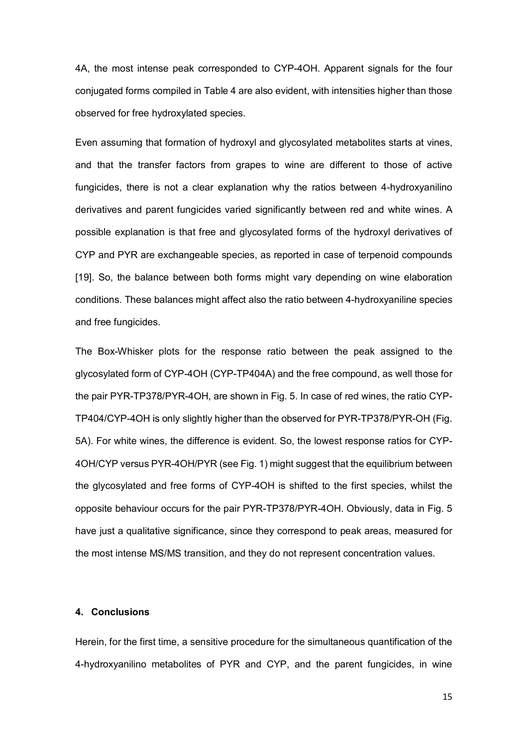4A, the most intense peak corresponded to CYP-4OH. Apparent signals for the four conjugated forms compiled in Table 4 are also evident, with intensities higher than those observed for free hydroxylated species.

Even assuming that formation of hydroxyl and glycosylated metabolites starts at vines, and that the transfer factors from grapes to wine are different to those of active fungicides, there is not a clear explanation why the ratios between 4-hydroxyanilino derivatives and parent fungicides varied significantly between red and white wines. A possible explanation is that free and glycosylated forms of the hydroxyl derivatives of CYP and PYR are exchangeable species, as reported in case of terpenoid compounds [19]. So, the balance between both forms might vary depending on wine elaboration conditions. These balances might affect also the ratio between 4-hydroxyaniline species and free fungicides.

The Box-Whisker plots for the response ratio between the peak assigned to the glycosylated form of CYP-4OH (CYP-TP404A) and the free compound, as well those for the pair PYR-TP378/PYR-4OH, are shown in Fig. 5. In case of red wines, the ratio CYP-TP404/CYP-4OH is only slightly higher than the observed for PYR-TP378/PYR-OH (Fig. 5A). For white wines, the difference is evident. So, the lowest response ratios for CYP-4OH/CYP versus PYR-4OH/PYR (see Fig. 1) might suggest that the equilibrium between the glycosylated and free forms of CYP-4OH is shifted to the first species, whilst the opposite behaviour occurs for the pair PYR-TP378/PYR-4OH. Obviously, data in Fig. 5 have just a qualitative significance, since they correspond to peak areas, measured for the most intense MS/MS transition, and they do not represent concentration values.

## 4. Conclusions

Herein, for the first time, a sensitive procedure for the simultaneous quantification of the 4-hydroxyanilino metabolites of PYR and CYP, and the parent fungicides, in wine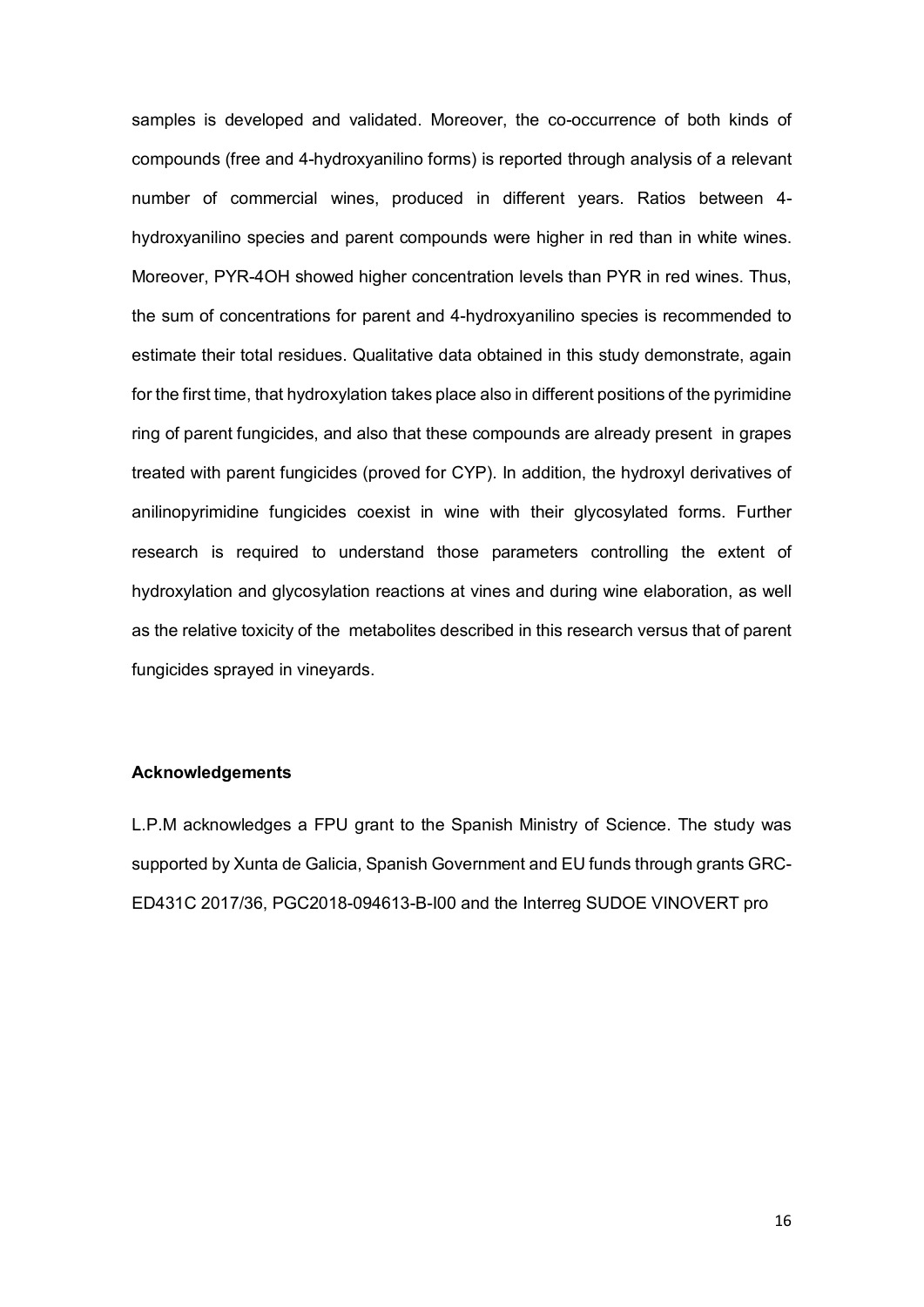samples is developed and validated. Moreover, the co-occurrence of both kinds of compounds (free and 4-hydroxyanilino forms) is reported through analysis of a relevant number of commercial wines, produced in different years. Ratios between 4-hydroxyanilino species and parent compounds were higher in red than in white wines. Moreover, PYR-4OH showed higher concentration levels than PYR in red wines. Thus, the sum of concentrations for parent and 4-hydroxyanilino species is recommended to estimate their total residues. Qualitative data obtained in this study demonstrate, again for the first time, that hydroxylation takes place also in different positions of the pyrimidine ring of parent fungicides, and also that these compounds are already present in grapes treated with parent fungicides (proved for CYP). In addition, the hydroxyl derivatives of anilinopyrimidine fungicides coexist in wine with their glycosylated forms. Further research is required to understand those parameters controlling the extent of hydroxylation and glycosylation reactions at vines and during wine elaboration, as well as the relative toxicity of the metabolites described in this research versus that of parent fungicides sprayed in vineyards.

**Acknowledgements**

L.P.M acknowledges a FPU grant to the Spanish Ministry of Science. The study was supported by Xunta de Galicia, Spanish Government and EU funds through grants GRC-ED431C 2017/36, PGC2018-094613-B-I00 and the Interreg SUDOE VINOVERT pro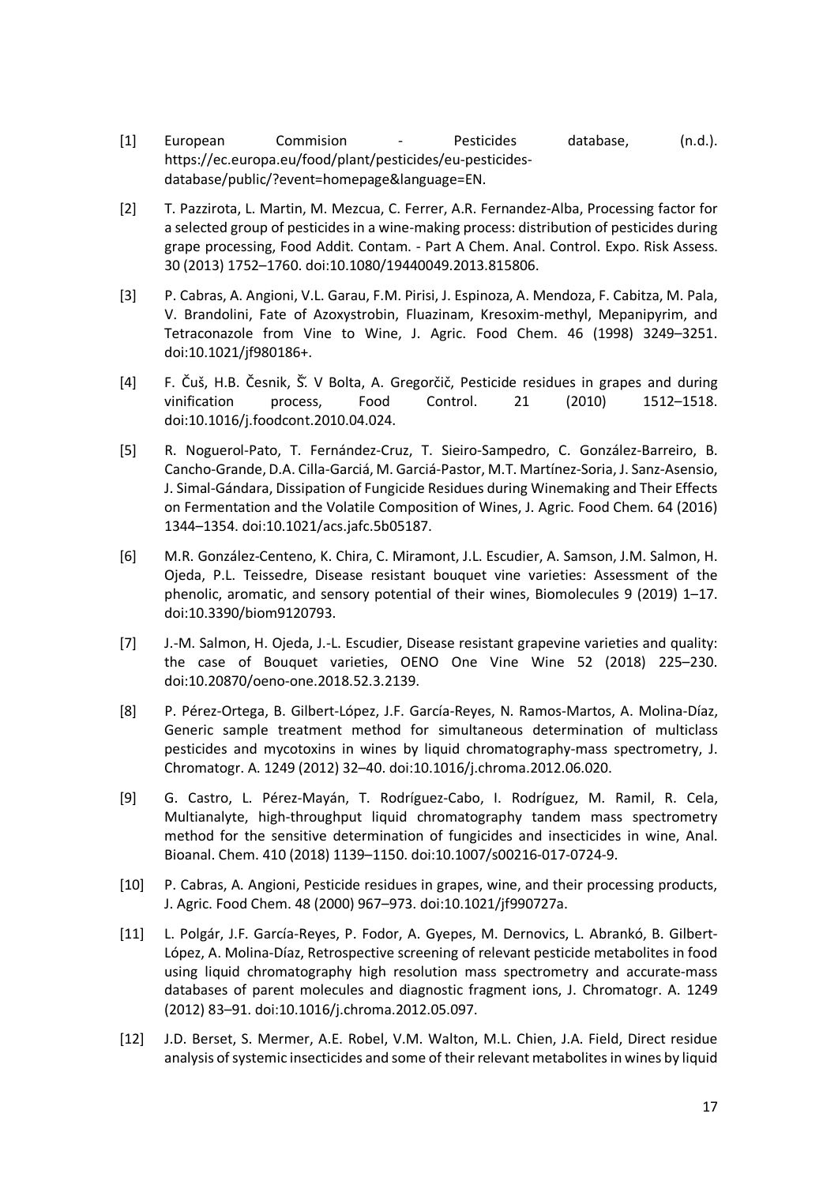[1] European Commision - Pesticides database, (n.d.). https://ec.europa.eu/food/plant/pesticides/eu-pesticides-database/public/?event=homepage&language=EN.

[2] T. Pazzirota, L. Martin, M. Mezcua, C. Ferrer, A.R. Fernandez-Alba, Processing factor for a selected group of pesticides in a wine-making process: distribution of pesticides during grape processing, Food Addit. Contam. - Part A Chem. Anal. Control. Expo. Risk Assess. 30 (2013) 1752–1760. doi:10.1080/19440049.2013.815806.

[3] P. Cabras, A. Angioni, V.L. Garau, F.M. Pirisi, J. Espinoza, A. Mendoza, F. Cabitza, M. Pala, V. Brandolini, Fate of Azoxystrobin, Fluazinam, Kresoxim-methyl, Mepanipyrim, and Tetraconazole from Vine to Wine, J. Agric. Food Chem. 46 (1998) 3249–3251. doi:10.1021/jf980186+.

[4] F. Čuš, H.B. Česnik, Š. V Bolta, A. Gregorčič, Pesticide residues in grapes and during vinification process, Food Control. 21 (2010) 1512–1518. doi:10.1016/j.foodcont.2010.04.024.

[5] R. Noguerol-Pato, T. Fernández-Cruz, T. Sieiro-Sampedro, C. González-Barreiro, B. Cancho-Grande, D.A. Cilla-Garciá, M. Garciá-Pastor, M.T. Martínez-Soria, J. Sanz-Asensio, J. Simal-Gándara, Dissipation of Fungicide Residues during Winemaking and Their Effects on Fermentation and the Volatile Composition of Wines, J. Agric. Food Chem. 64 (2016) 1344–1354. doi:10.1021/acs.jafc.5b05187.

[6] M.R. González-Centeno, K. Chira, C. Miramont, J.L. Escudier, A. Samson, J.M. Salmon, H. Ojeda, P.L. Teissedre, Disease resistant bouquet vine varieties: Assessment of the phenolic, aromatic, and sensory potential of their wines, Biomolecules 9 (2019) 1–17. doi:10.3390/biom9120793.

[7] J.-M. Salmon, H. Ojeda, J.-L. Escudier, Disease resistant grapevine varieties and quality: the case of Bouquet varieties, OENO One Vine Wine 52 (2018) 225–230. doi:10.20870/oeno-one.2018.52.3.2139.

[8] P. Pérez-Ortega, B. Gilbert-López, J.F. García-Reyes, N. Ramos-Martos, A. Molina-Díaz, Generic sample treatment method for simultaneous determination of multiclass pesticides and mycotoxins in wines by liquid chromatography-mass spectrometry, J. Chromatogr. A. 1249 (2012) 32–40. doi:10.1016/j.chroma.2012.06.020.

[9] G. Castro, L. Pérez-Mayán, T. Rodríguez-Cabo, I. Rodríguez, M. Ramil, R. Cela, Multianalyte, high-throughput liquid chromatography tandem mass spectrometry method for the sensitive determination of fungicides and insecticides in wine, Anal. Bioanal. Chem. 410 (2018) 1139–1150. doi:10.1007/s00216-017-0724-9.

[10] P. Cabras, A. Angioni, Pesticide residues in grapes, wine, and their processing products, J. Agric. Food Chem. 48 (2000) 967–973. doi:10.1021/jf990727a.

[11] L. Polgár, J.F. García-Reyes, P. Fodor, A. Gyepes, M. Dernovics, L. Abrankó, B. Gilbert-López, A. Molina-Díaz, Retrospective screening of relevant pesticide metabolites in food using liquid chromatography high resolution mass spectrometry and accurate-mass databases of parent molecules and diagnostic fragment ions, J. Chromatogr. A. 1249 (2012) 83–91. doi:10.1016/j.chroma.2012.05.097.

[12] J.D. Berset, S. Mermer, A.E. Robel, V.M. Walton, M.L. Chien, J.A. Field, Direct residue analysis of systemic insecticides and some of their relevant metabolites in wines by liquid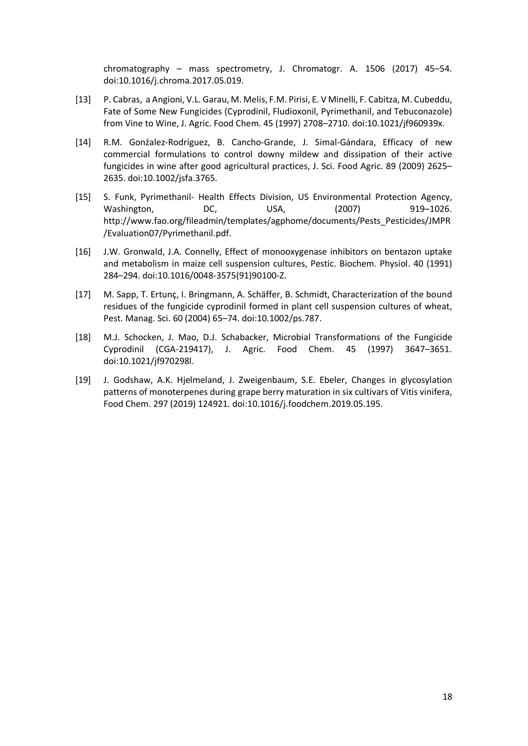chromatography – mass spectrometry, J. Chromatogr. A. 1506 (2017) 45–54. doi:10.1016/j.chroma.2017.05.019.

[13] P. Cabras, a Angioni, V.L. Garau, M. Melis, F.M. Pirisi, E. V Minelli, F. Cabitza, M. Cubeddu, Fate of Some New Fungicides (Cyprodinil, Fludioxonil, Pyrimethanil, and Tebuconazole) from Vine to Wine, J. Agric. Food Chem. 45 (1997) 2708–2710. doi:10.1021/jf960939x.

[14] R.M. Gonźalez-Rodríguez, B. Cancho-Grande, J. Simal-Gándara, Efficacy of new commercial formulations to control downy mildew and dissipation of their active fungicides in wine after good agricultural practices, J. Sci. Food Agric. 89 (2009) 2625–2635. doi:10.1002/jsfa.3765.

[15] S. Funk, Pyrimethanil- Health Effects Division, US Environmental Protection Agency, Washington, DC, USA, (2007) 919–1026. http://www.fao.org/fileadmin/templates/agphome/documents/Pests_Pesticides/JMPR/Evaluation07/Pyrimethanil.pdf.

[16] J.W. Gronwald, J.A. Connelly, Effect of monooxygenase inhibitors on bentazon uptake and metabolism in maize cell suspension cultures, Pestic. Biochem. Physiol. 40 (1991) 284–294. doi:10.1016/0048-3575(91)90100-Z.

[17] M. Sapp, T. Ertunç, I. Bringmann, A. Schäffer, B. Schmidt, Characterization of the bound residues of the fungicide cyprodinil formed in plant cell suspension cultures of wheat, Pest. Manag. Sci. 60 (2004) 65–74. doi:10.1002/ps.787.

[18] M.J. Schocken, J. Mao, D.J. Schabacker, Microbial Transformations of the Fungicide Cyprodinil (CGA-219417), J. Agric. Food Chem. 45 (1997) 3647–3651. doi:10.1021/jf970298l.

[19] J. Godshaw, A.K. Hjelmeland, J. Zweigenbaum, S.E. Ebeler, Changes in glycosylation patterns of monoterpenes during grape berry maturation in six cultivars of Vitis vinifera, Food Chem. 297 (2019) 124921. doi:10.1016/j.foodchem.2019.05.195.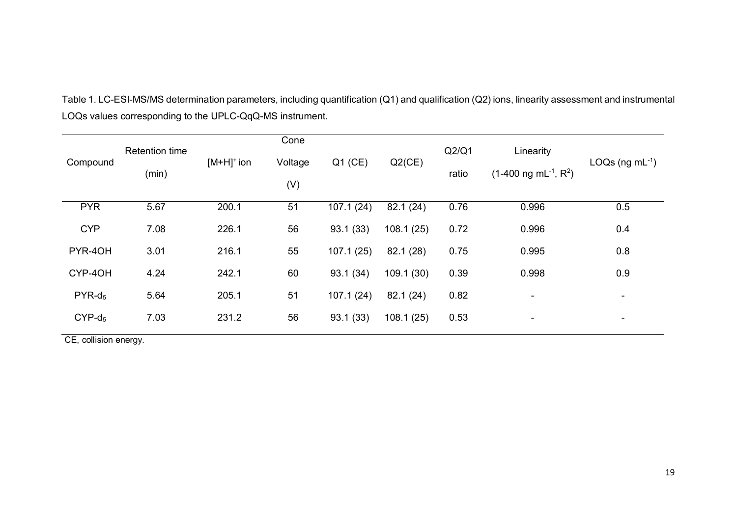Table 1. LC-ESI-MS/MS determination parameters, including quantification (Q1) and qualification (Q2) ions, linearity assessment and instrumental LOQs values corresponding to the UPLC-QqQ-MS instrument.

| Compound | Retention time (min) | $[M+H]^+$ ion | Cone Voltage (V) | Q1 (CE) | Q2(CE) | Q2/Q1 ratio | Linearity (1-400 ng $mL^{-1}$, $R^2$) | LOQs (ng $mL^{-1}$) |
|---|---|---|---|---|---|---|---|---|
| PYR | 5.67 | 200.1 | 51 | 107.1 (24) | 82.1 (24) | 0.76 | 0.996 | 0.5 |
| CYP | 7.08 | 226.1 | 56 | 93.1 (33) | 108.1 (25) | 0.72 | 0.996 | 0.4 |
| PYR-4OH | 3.01 | 216.1 | 55 | 107.1 (25) | 82.1 (28) | 0.75 | 0.995 | 0.8 |
| CYP-4OH | 4.24 | 242.1 | 60 | 93.1 (34) | 109.1 (30) | 0.39 | 0.998 | 0.9 |
| PYR-$d_5$ | 5.64 | 205.1 | 51 | 107.1 (24) | 82.1 (24) | 0.82 | - | - |
| CYP-$d_5$ | 7.03 | 231.2 | 56 | 93.1 (33) | 108.1 (25) | 0.53 | - | - |

CE, collision energy.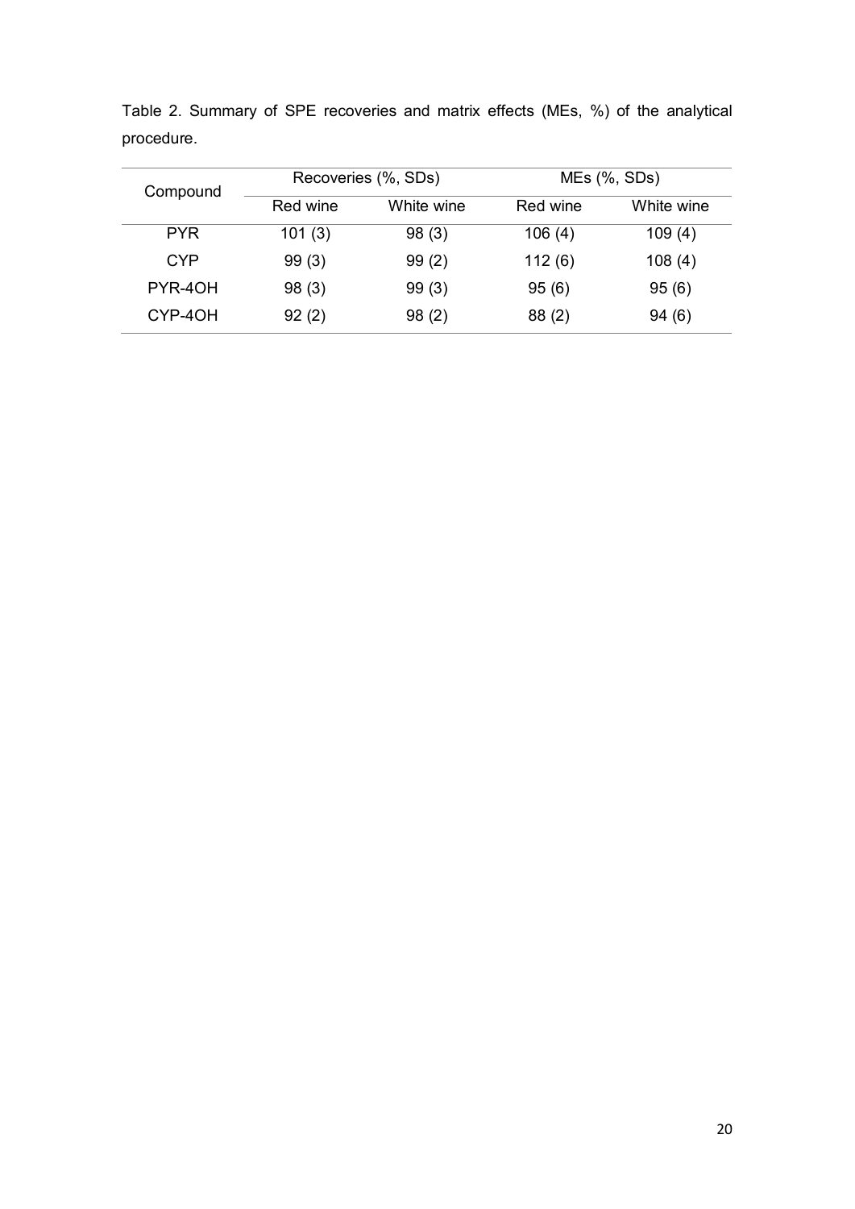Table 2. Summary of SPE recoveries and matrix effects (MEs, %) of the analytical procedure.

| Compound | Recoveries (%, SDs) | | MEs (%, SDs) | |
|---|---|---|---|---|
| | Red wine | White wine | Red wine | White wine |
| PYR | 101 (3) | 98 (3) | 106 (4) | 109 (4) |
| CYP | 99 (3) | 99 (2) | 112 (6) | 108 (4) |
| PYR-4OH | 98 (3) | 99 (3) | 95 (6) | 95 (6) |
| CYP-4OH | 92 (2) | 98 (2) | 88 (2) | 94 (6) |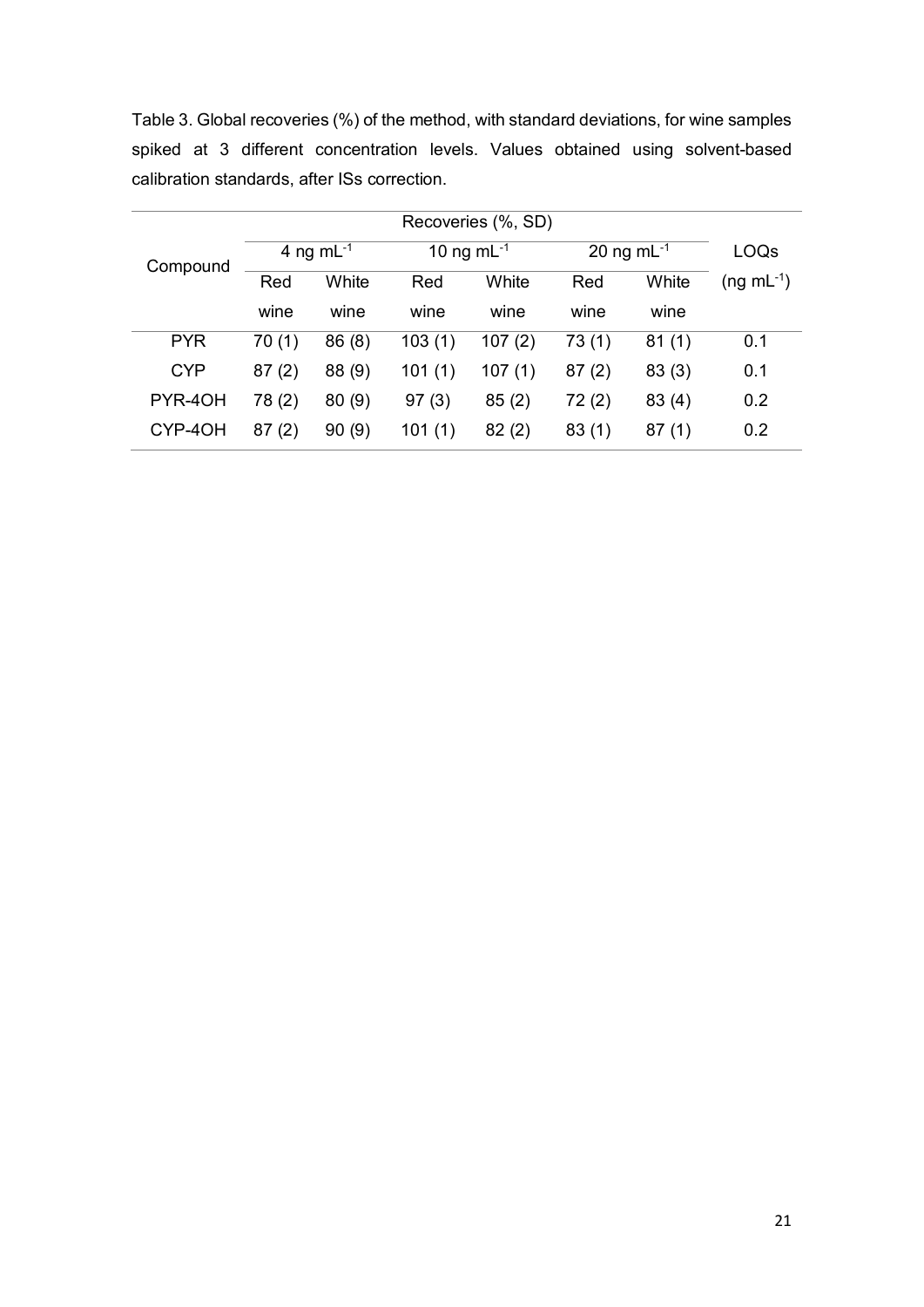Table 3. Global recoveries (%) of the method, with standard deviations, for wine samples spiked at 3 different concentration levels. Values obtained using solvent-based calibration standards, after ISs correction.

| Compound | Recoveries (%, SD) | | | | | | LOQs |
|---|---|---|---|---|---|---|---|
| | 4 ng mL$^{-1}$ | | 10 ng mL$^{-1}$ | | 20 ng mL$^{-1}$ | | (ng mL$^{-1}$) |
| | Red wine | White wine | Red wine | White wine | Red wine | White wine | |
| PYR | 70 (1) | 86 (8) | 103 (1) | 107 (2) | 73 (1) | 81 (1) | 0.1 |
| CYP | 87 (2) | 88 (9) | 101 (1) | 107 (1) | 87 (2) | 83 (3) | 0.1 |
| PYR-4OH | 78 (2) | 80 (9) | 97 (3) | 85 (2) | 72 (2) | 83 (4) | 0.2 |
| CYP-4OH | 87 (2) | 90 (9) | 101 (1) | 82 (2) | 83 (1) | 87 (1) | 0.2 |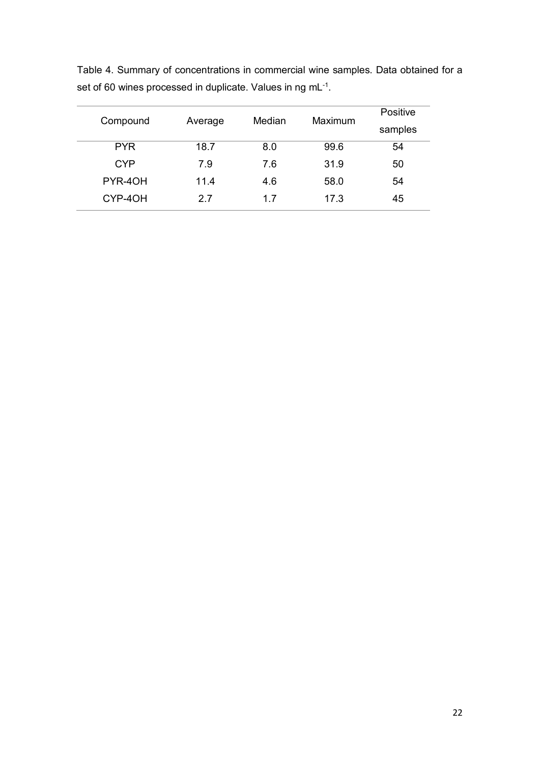Table 4. Summary of concentrations in commercial wine samples. Data obtained for a set of 60 wines processed in duplicate. Values in ng $mL^{-1}$.

| Compound | Average | Median | Maximum | Positive samples |
| --- | --- | --- | --- | --- |
| PYR | 18.7 | 8.0 | 99.6 | 54 |
| CYP | 7.9 | 7.6 | 31.9 | 50 |
| PYR-4OH | 11.4 | 4.6 | 58.0 | 54 |
| CYP-4OH | 2.7 | 1.7 | 17.3 | 45 |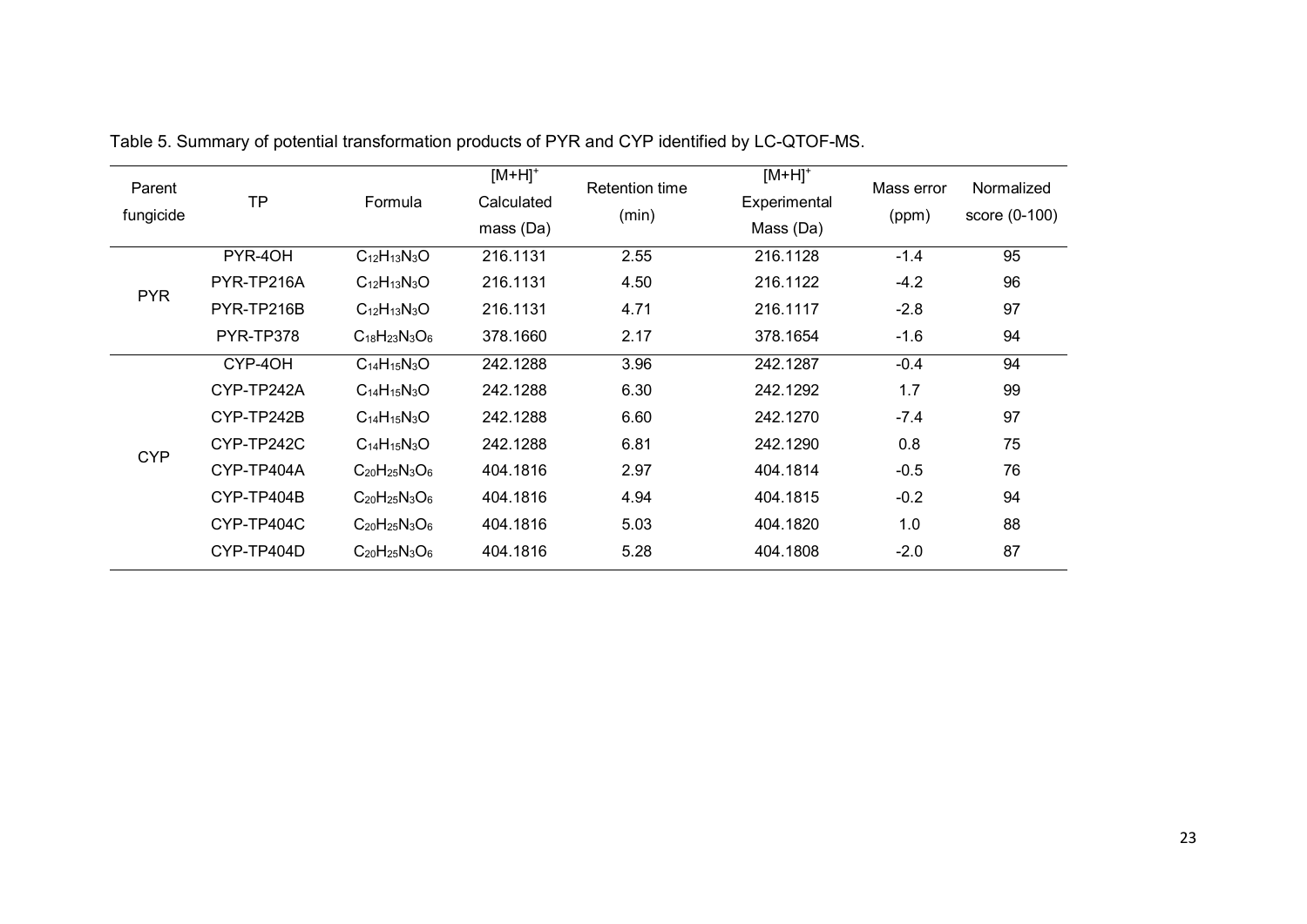Table 5. Summary of potential transformation products of PYR and CYP identified by LC-QTOF-MS.

| Parent fungicide | TP | Formula | $[M+H]^+$ Calculated mass (Da) | Retention time (min) | $[M+H]^+$ Experimental Mass (Da) | Mass error (ppm) | Normalized score (0-100) |
|---|---|---|---|---|---|---|---|
| PYR | PYR-4OH | $C_{12}H_{13}N_3O$ | 216.1131 | 2.55 | 216.1128 | -1.4 | 95 |
| | PYR-TP216A | $C_{12}H_{13}N_3O$ | 216.1131 | 4.50 | 216.1122 | -4.2 | 96 |
| | PYR-TP216B | $C_{12}H_{13}N_3O$ | 216.1131 | 4.71 | 216.1117 | -2.8 | 97 |
| | PYR-TP378 | $C_{18}H_{23}N_3O_6$ | 378.1660 | 2.17 | 378.1654 | -1.6 | 94 |
| CYP | CYP-4OH | $C_{14}H_{15}N_3O$ | 242.1288 | 3.96 | 242.1287 | -0.4 | 94 |
| | CYP-TP242A | $C_{14}H_{15}N_3O$ | 242.1288 | 6.30 | 242.1292 | 1.7 | 99 |
| | CYP-TP242B | $C_{14}H_{15}N_3O$ | 242.1288 | 6.60 | 242.1270 | -7.4 | 97 |
| | CYP-TP242C | $C_{14}H_{15}N_3O$ | 242.1288 | 6.81 | 242.1290 | 0.8 | 75 |
| | CYP-TP404A | $C_{20}H_{25}N_3O_6$ | 404.1816 | 2.97 | 404.1814 | -0.5 | 76 |
| | CYP-TP404B | $C_{20}H_{25}N_3O_6$ | 404.1816 | 4.94 | 404.1815 | -0.2 | 94 |
| | CYP-TP404C | $C_{20}H_{25}N_3O_6$ | 404.1816 | 5.03 | 404.1820 | 1.0 | 88 |
| | CYP-TP404D | $C_{20}H_{25}N_3O_6$ | 404.1816 | 5.28 | 404.1808 | -2.0 | 87 |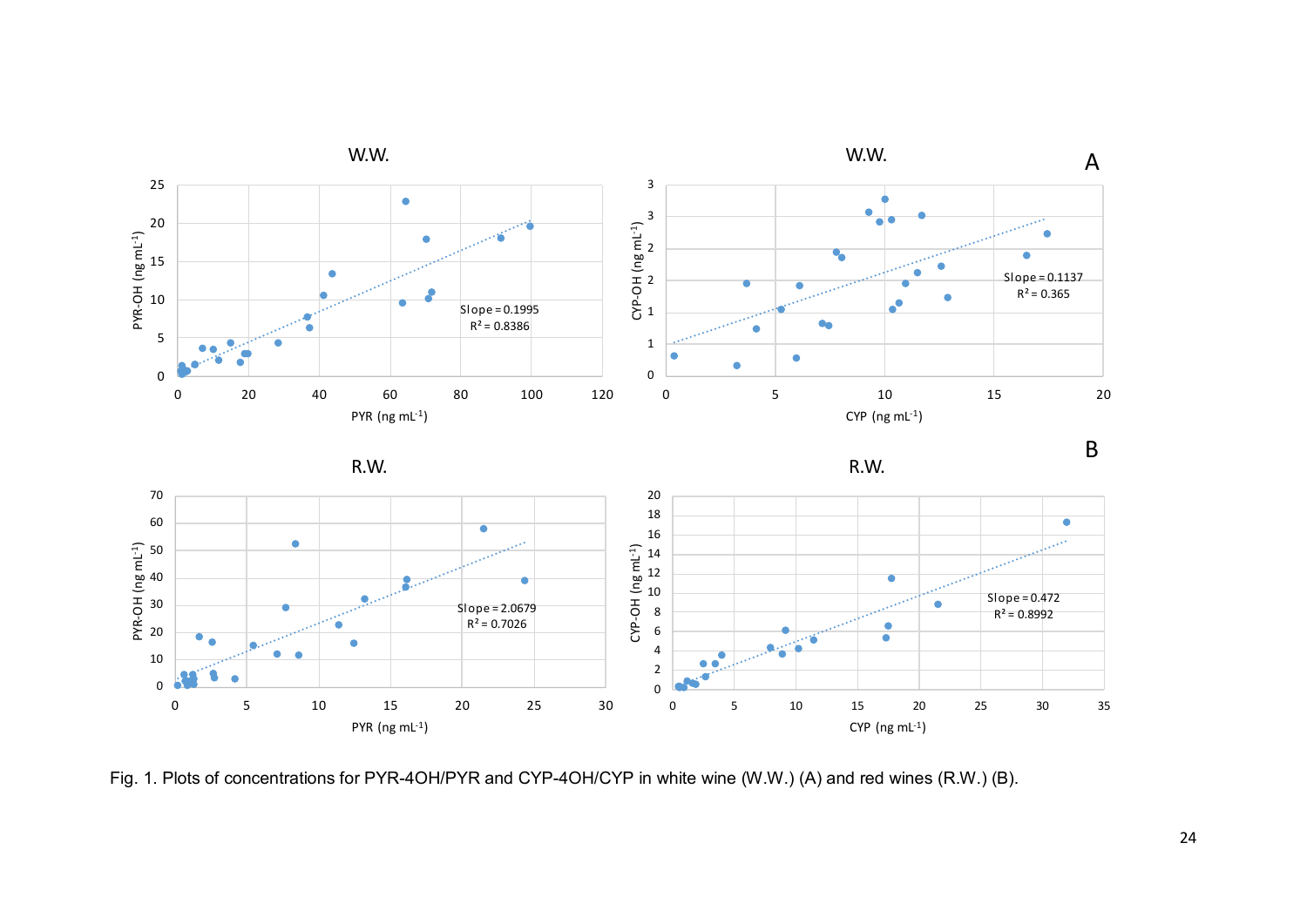Fig. 1. Plots of concentrations for PYR-4OH/PYR and CYP-4OH/CYP in white wine (W.W.) (A) and red wines (R.W.) (B).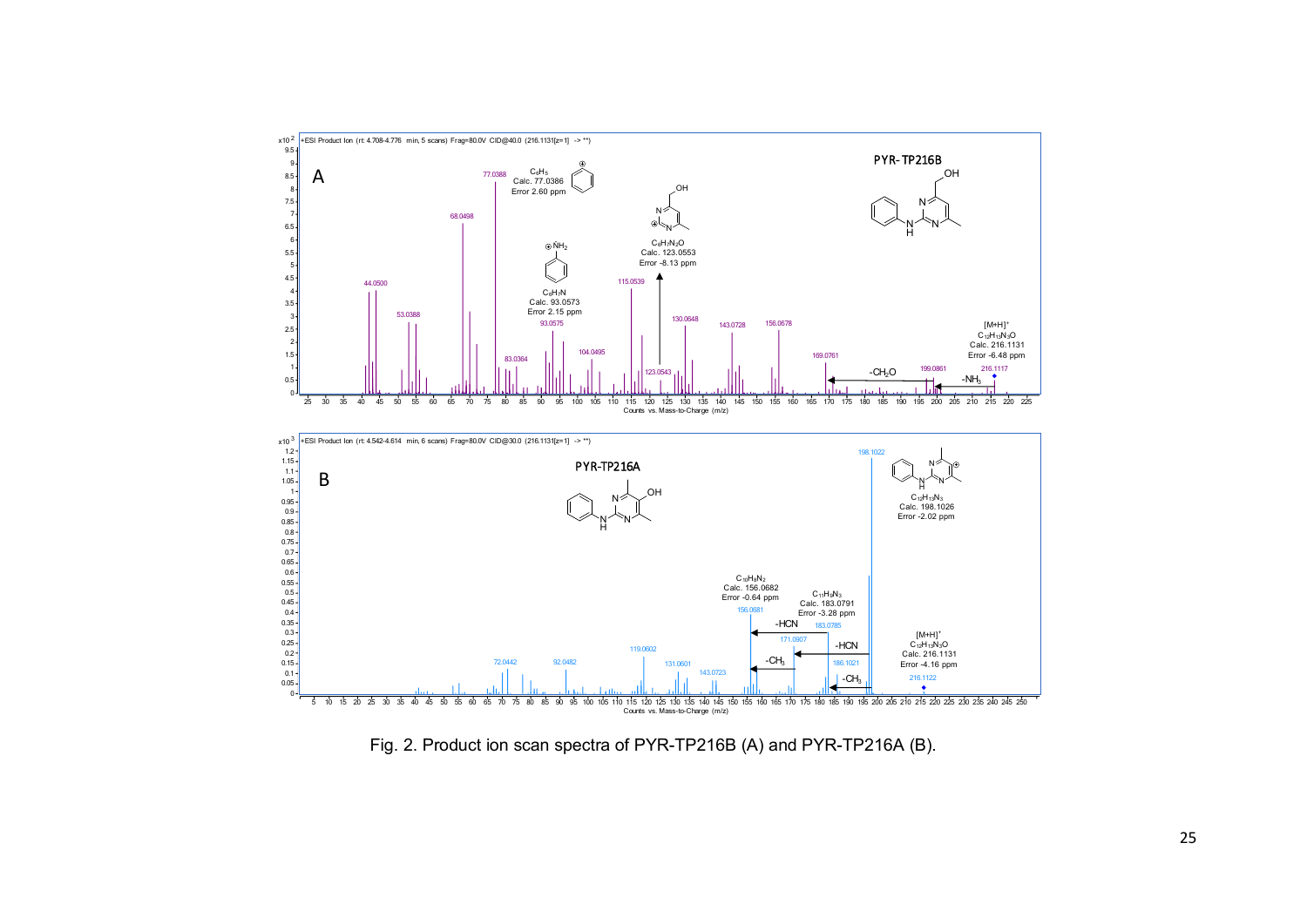Fig. 2. Product ion scan spectra of PYR-TP216B (A) and PYR-TP216A (B).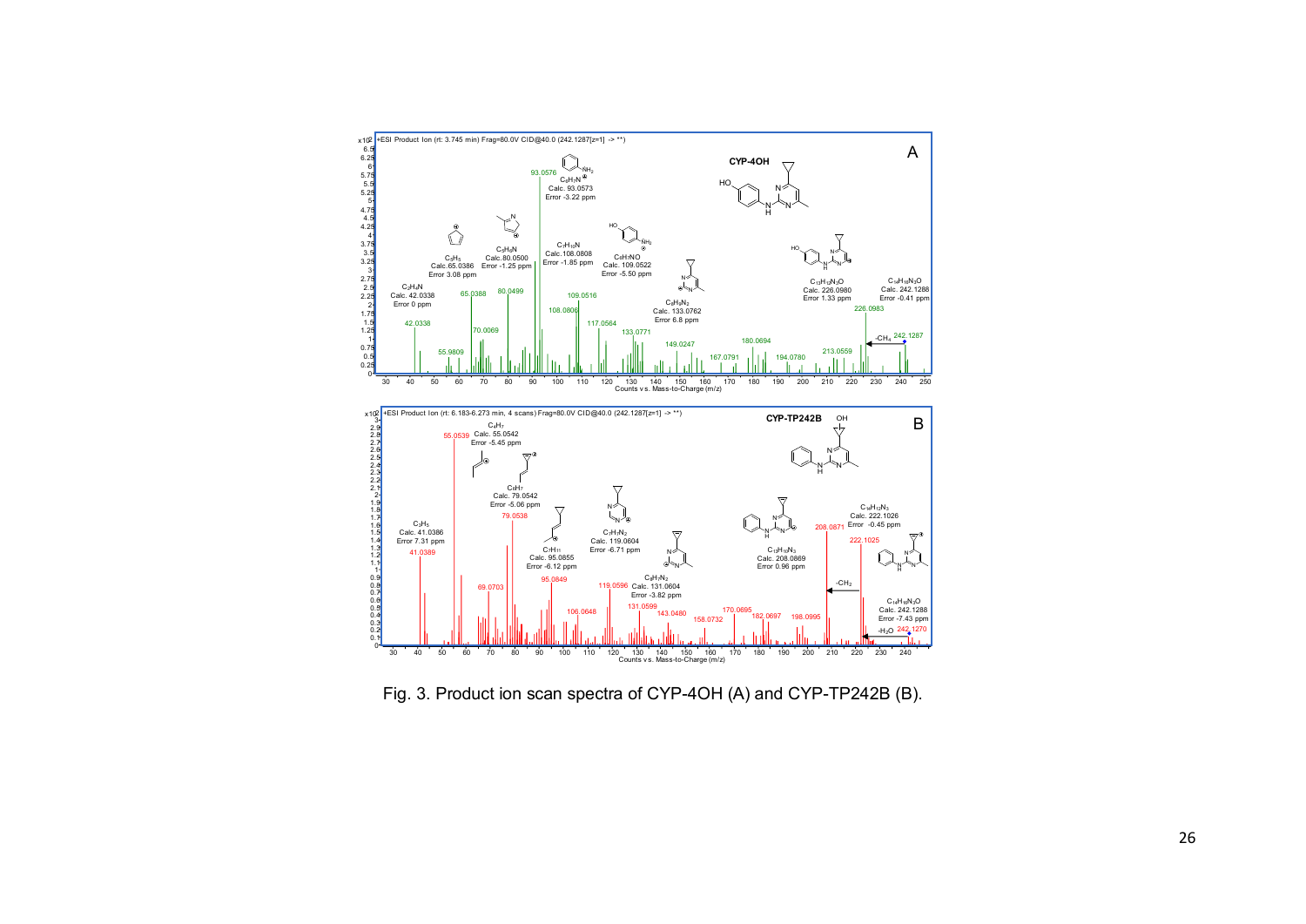Fig. 3. Product ion scan spectra of CYP-4OH (A) and CYP-TP242B (B).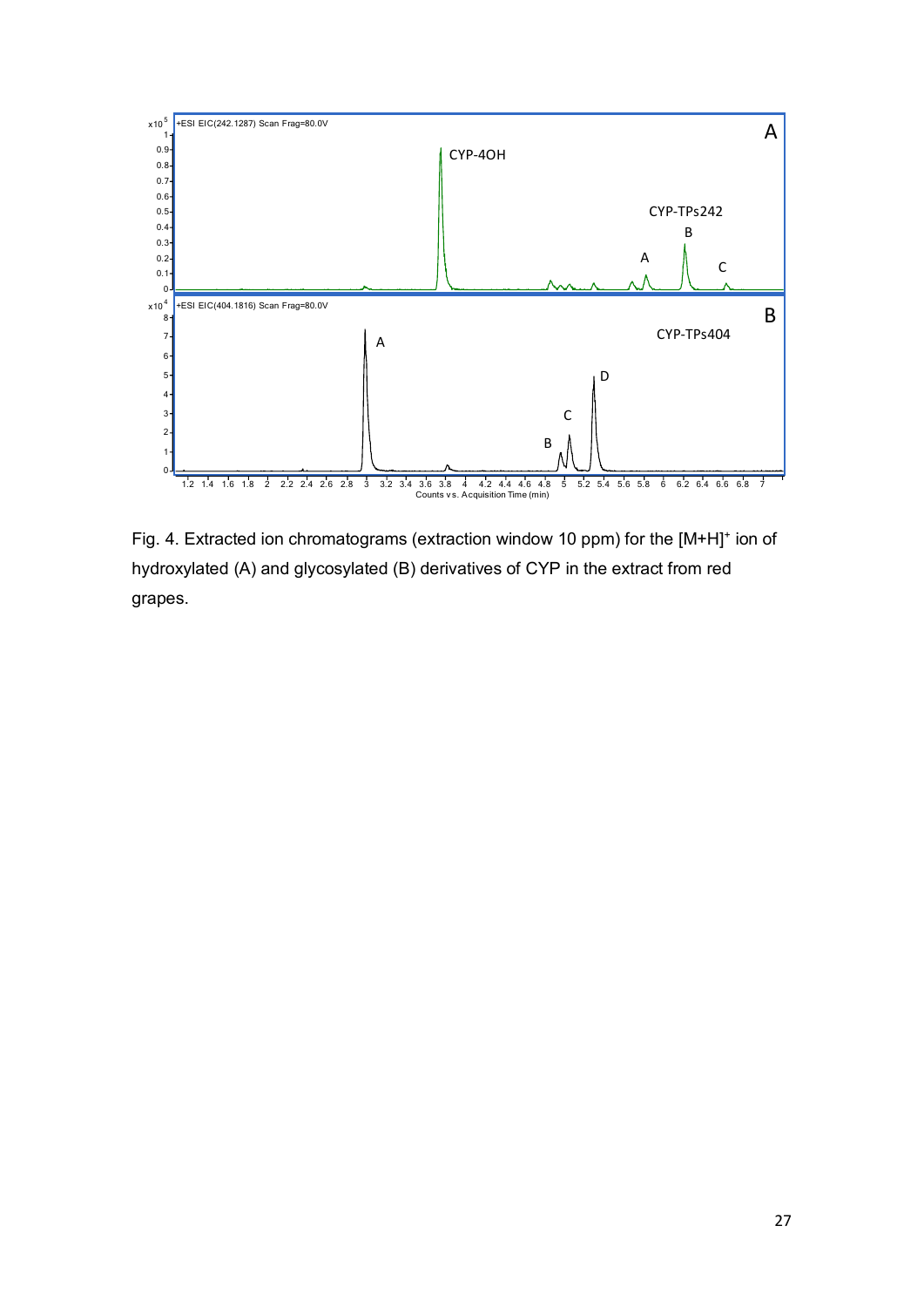Fig. 4. Extracted ion chromatograms (extraction window 10 ppm) for the $[M+H]^+$ ion of hydroxylated (A) and glycosylated (B) derivatives of CYP in the extract from red grapes.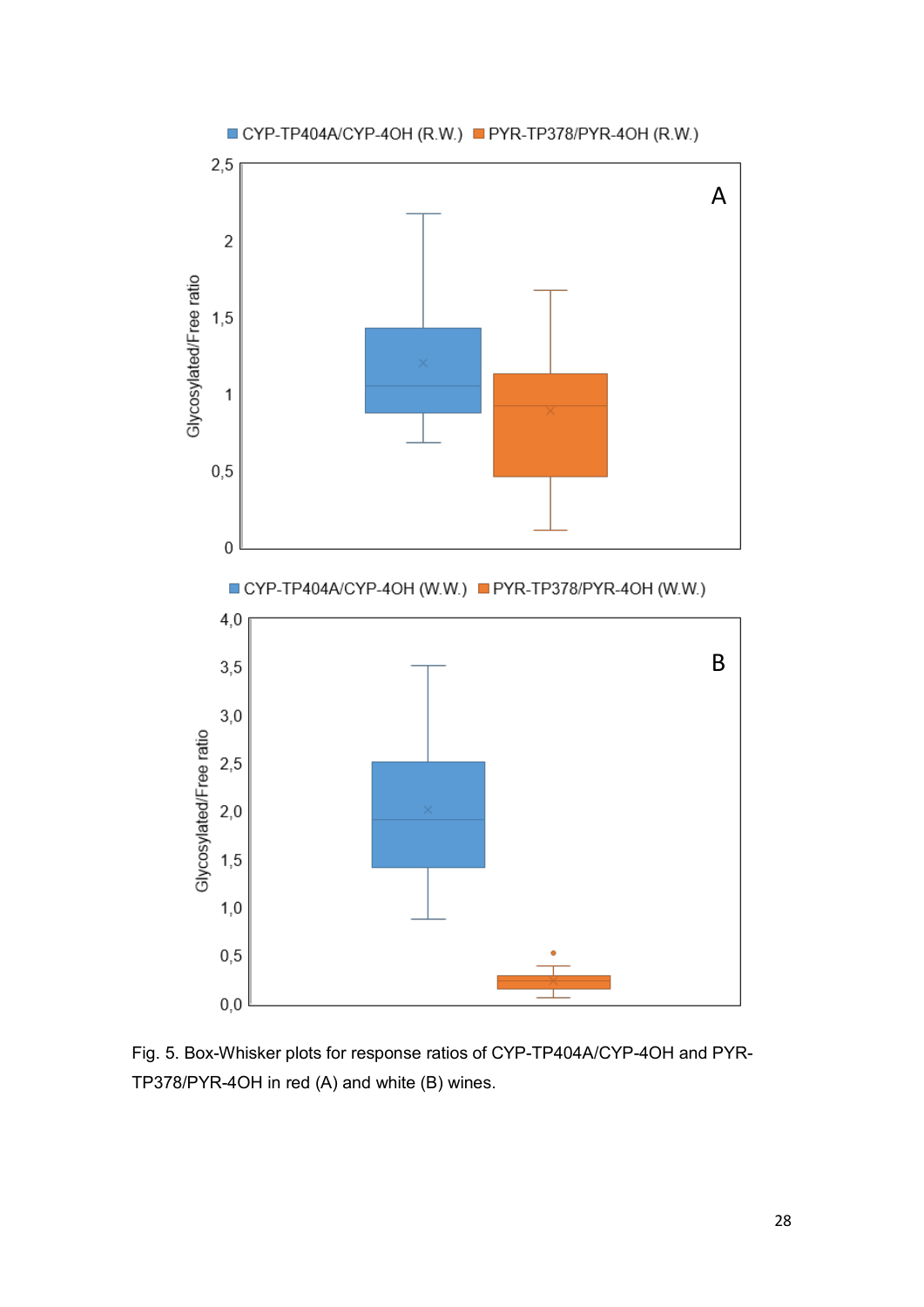Fig. 5. Box-Whisker plots for response ratios of CYP-TP404A/CYP-4OH and PYR-TP378/PYR-4OH in red (A) and white (B) wines.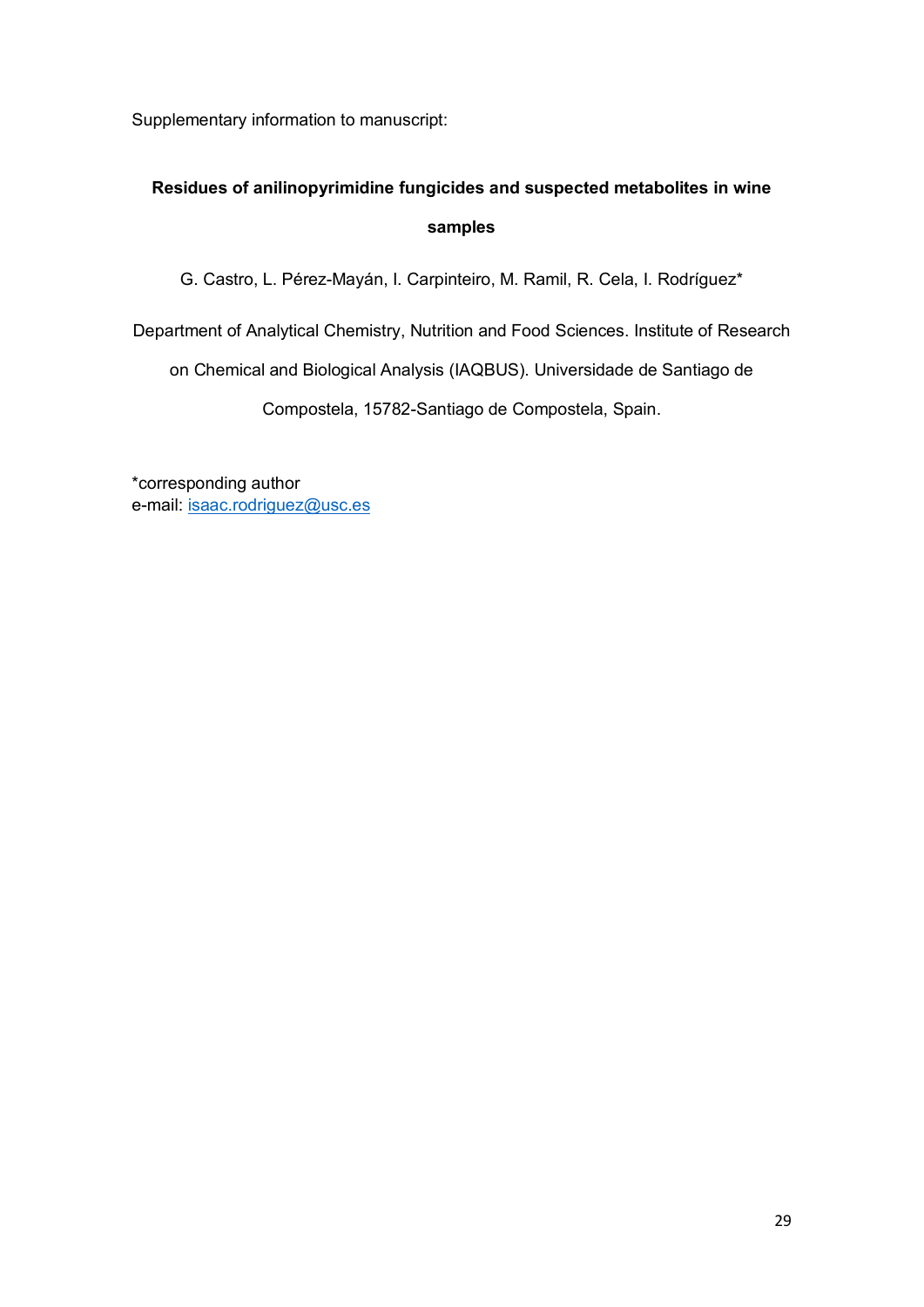Supplementary information to manuscript:

# Residues of anilinopyrimidine fungicides and suspected metabolites in wine samples

G. Castro, L. Pérez-Mayán, I. Carpinteiro, M. Ramil, R. Cela, I. Rodríguez*

Department of Analytical Chemistry, Nutrition and Food Sciences. Institute of Research on Chemical and Biological Analysis (IAQBUS). Universidade de Santiago de Compostela, 15782-Santiago de Compostela, Spain.

*corresponding author
e-mail: isaac.rodriguez@usc.es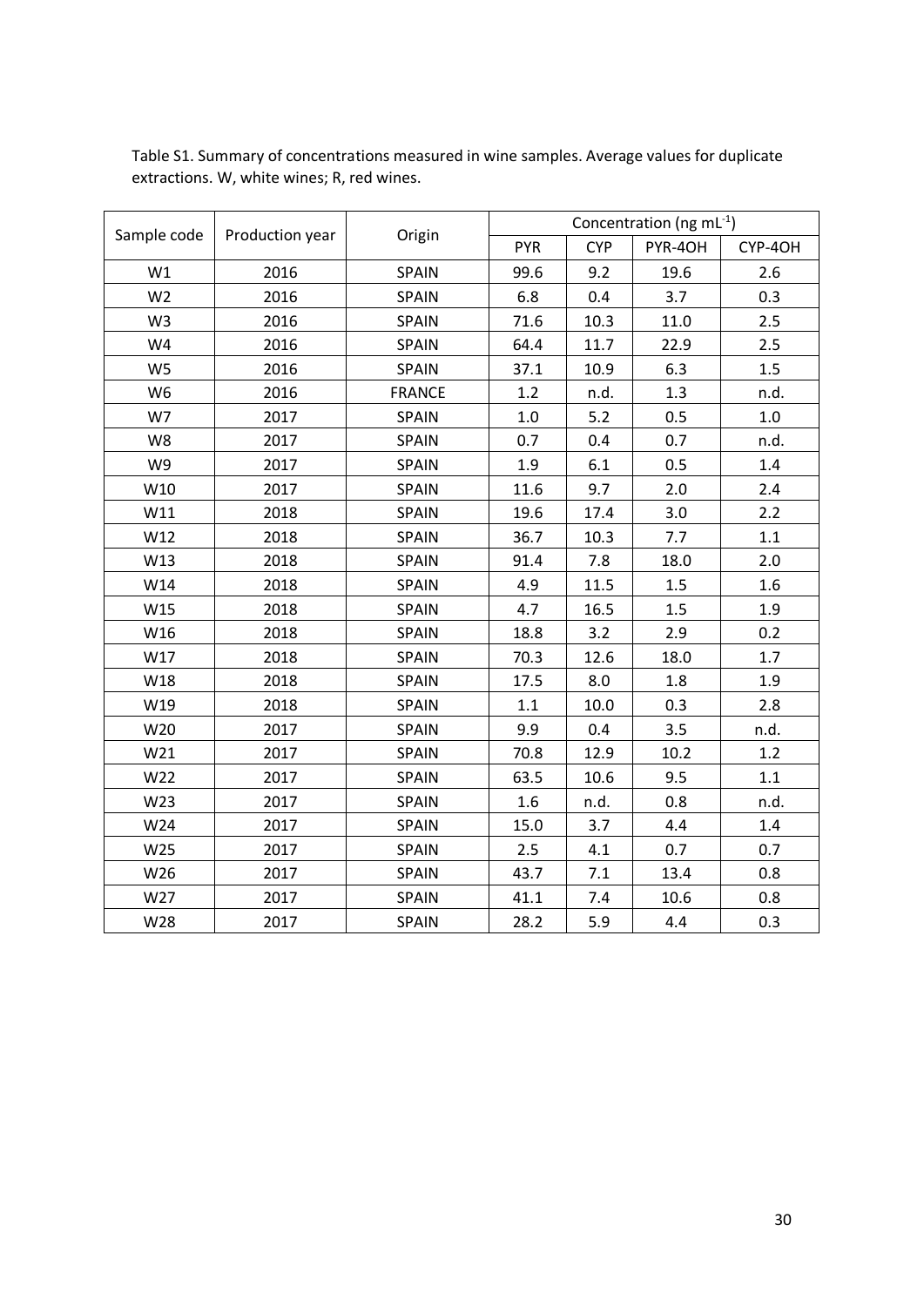Table S1. Summary of concentrations measured in wine samples. Average values for duplicate extractions. W, white wines; R, red wines.

| Sample code | Production year | Origin | Concentration (ng mL$^{-1}$) | | | |
|---|---|---|---|---|---|---|
| | | | PYR | CYP | PYR-4OH | CYP-4OH |
| W1 | 2016 | SPAIN | 99.6 | 9.2 | 19.6 | 2.6 |
| W2 | 2016 | SPAIN | 6.8 | 0.4 | 3.7 | 0.3 |
| W3 | 2016 | SPAIN | 71.6 | 10.3 | 11.0 | 2.5 |
| W4 | 2016 | SPAIN | 64.4 | 11.7 | 22.9 | 2.5 |
| W5 | 2016 | SPAIN | 37.1 | 10.9 | 6.3 | 1.5 |
| W6 | 2016 | FRANCE | 1.2 | n.d. | 1.3 | n.d. |
| W7 | 2017 | SPAIN | 1.0 | 5.2 | 0.5 | 1.0 |
| W8 | 2017 | SPAIN | 0.7 | 0.4 | 0.7 | n.d. |
| W9 | 2017 | SPAIN | 1.9 | 6.1 | 0.5 | 1.4 |
| W10 | 2017 | SPAIN | 11.6 | 9.7 | 2.0 | 2.4 |
| W11 | 2018 | SPAIN | 19.6 | 17.4 | 3.0 | 2.2 |
| W12 | 2018 | SPAIN | 36.7 | 10.3 | 7.7 | 1.1 |
| W13 | 2018 | SPAIN | 91.4 | 7.8 | 18.0 | 2.0 |
| W14 | 2018 | SPAIN | 4.9 | 11.5 | 1.5 | 1.6 |
| W15 | 2018 | SPAIN | 4.7 | 16.5 | 1.5 | 1.9 |
| W16 | 2018 | SPAIN | 18.8 | 3.2 | 2.9 | 0.2 |
| W17 | 2018 | SPAIN | 70.3 | 12.6 | 18.0 | 1.7 |
| W18 | 2018 | SPAIN | 17.5 | 8.0 | 1.8 | 1.9 |
| W19 | 2018 | SPAIN | 1.1 | 10.0 | 0.3 | 2.8 |
| W20 | 2017 | SPAIN | 9.9 | 0.4 | 3.5 | n.d. |
| W21 | 2017 | SPAIN | 70.8 | 12.9 | 10.2 | 1.2 |
| W22 | 2017 | SPAIN | 63.5 | 10.6 | 9.5 | 1.1 |
| W23 | 2017 | SPAIN | 1.6 | n.d. | 0.8 | n.d. |
| W24 | 2017 | SPAIN | 15.0 | 3.7 | 4.4 | 1.4 |
| W25 | 2017 | SPAIN | 2.5 | 4.1 | 0.7 | 0.7 |
| W26 | 2017 | SPAIN | 43.7 | 7.1 | 13.4 | 0.8 |
| W27 | 2017 | SPAIN | 41.1 | 7.4 | 10.6 | 0.8 |
| W28 | 2017 | SPAIN | 28.2 | 5.9 | 4.4 | 0.3 |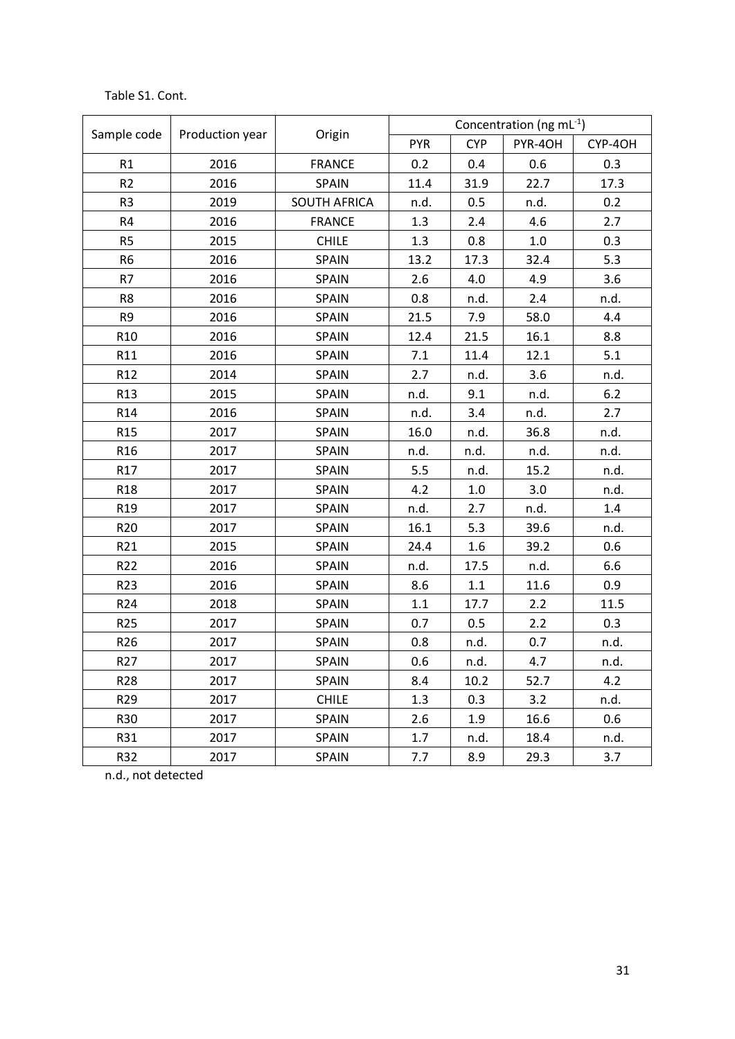Table S1. Cont.

| Sample code | Production year | Origin | Concentration (ng mL$^{-1}$) | | | |
|---|---|---|---|---|---|---|
| | | | PYR | CYP | PYR-4OH | CYP-4OH |
| R1 | 2016 | FRANCE | 0.2 | 0.4 | 0.6 | 0.3 |
| R2 | 2016 | SPAIN | 11.4 | 31.9 | 22.7 | 17.3 |
| R3 | 2019 | SOUTH AFRICA | n.d. | 0.5 | n.d. | 0.2 |
| R4 | 2016 | FRANCE | 1.3 | 2.4 | 4.6 | 2.7 |
| R5 | 2015 | CHILE | 1.3 | 0.8 | 1.0 | 0.3 |
| R6 | 2016 | SPAIN | 13.2 | 17.3 | 32.4 | 5.3 |
| R7 | 2016 | SPAIN | 2.6 | 4.0 | 4.9 | 3.6 |
| R8 | 2016 | SPAIN | 0.8 | n.d. | 2.4 | n.d. |
| R9 | 2016 | SPAIN | 21.5 | 7.9 | 58.0 | 4.4 |
| R10 | 2016 | SPAIN | 12.4 | 21.5 | 16.1 | 8.8 |
| R11 | 2016 | SPAIN | 7.1 | 11.4 | 12.1 | 5.1 |
| R12 | 2014 | SPAIN | 2.7 | n.d. | 3.6 | n.d. |
| R13 | 2015 | SPAIN | n.d. | 9.1 | n.d. | 6.2 |
| R14 | 2016 | SPAIN | n.d. | 3.4 | n.d. | 2.7 |
| R15 | 2017 | SPAIN | 16.0 | n.d. | 36.8 | n.d. |
| R16 | 2017 | SPAIN | n.d. | n.d. | n.d. | n.d. |
| R17 | 2017 | SPAIN | 5.5 | n.d. | 15.2 | n.d. |
| R18 | 2017 | SPAIN | 4.2 | 1.0 | 3.0 | n.d. |
| R19 | 2017 | SPAIN | n.d. | 2.7 | n.d. | 1.4 |
| R20 | 2017 | SPAIN | 16.1 | 5.3 | 39.6 | n.d. |
| R21 | 2015 | SPAIN | 24.4 | 1.6 | 39.2 | 0.6 |
| R22 | 2016 | SPAIN | n.d. | 17.5 | n.d. | 6.6 |
| R23 | 2016 | SPAIN | 8.6 | 1.1 | 11.6 | 0.9 |
| R24 | 2018 | SPAIN | 1.1 | 17.7 | 2.2 | 11.5 |
| R25 | 2017 | SPAIN | 0.7 | 0.5 | 2.2 | 0.3 |
| R26 | 2017 | SPAIN | 0.8 | n.d. | 0.7 | n.d. |
| R27 | 2017 | SPAIN | 0.6 | n.d. | 4.7 | n.d. |
| R28 | 2017 | SPAIN | 8.4 | 10.2 | 52.7 | 4.2 |
| R29 | 2017 | CHILE | 1.3 | 0.3 | 3.2 | n.d. |
| R30 | 2017 | SPAIN | 2.6 | 1.9 | 16.6 | 0.6 |
| R31 | 2017 | SPAIN | 1.7 | n.d. | 18.4 | n.d. |
| R32 | 2017 | SPAIN | 7.7 | 8.9 | 29.3 | 3.7 |

n.d., not detected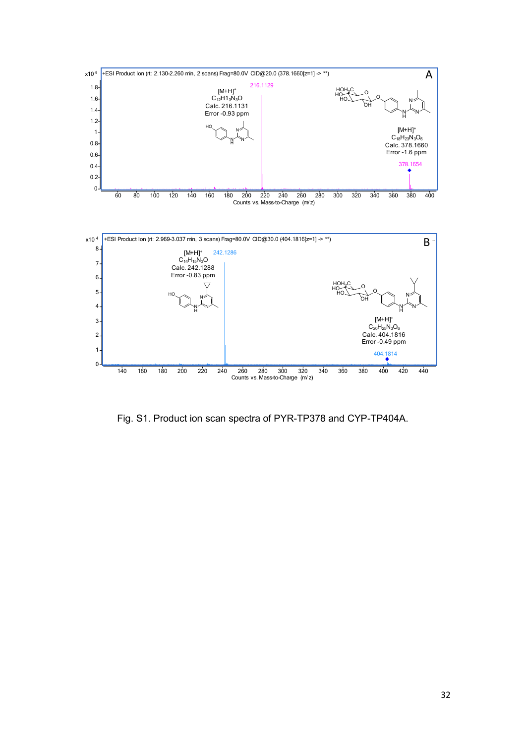Fig. S1. Product ion scan spectra of PYR-TP378 and CYP-TP404A.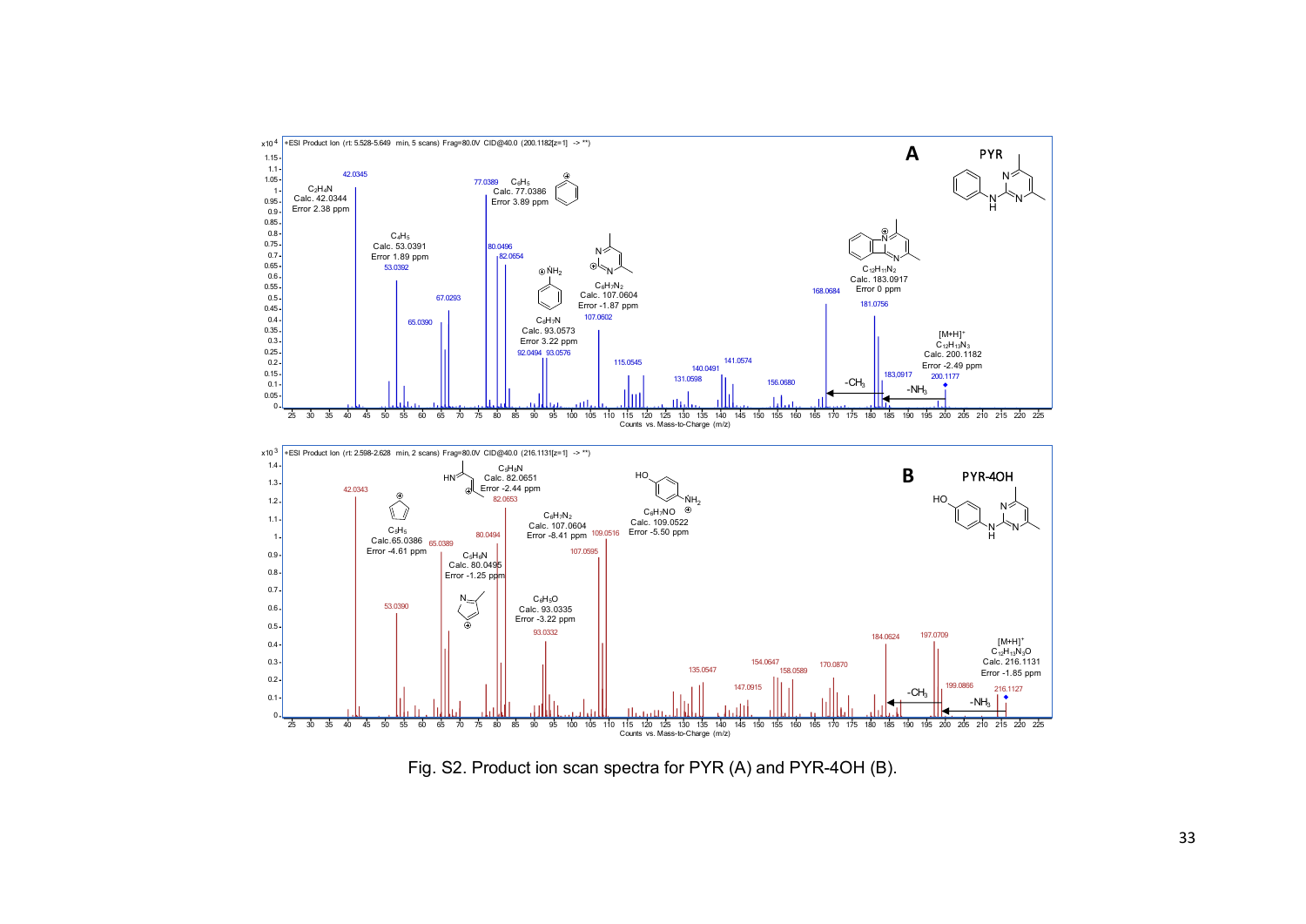Fig. S2. Product ion scan spectra for PYR (A) and PYR-4OH (B).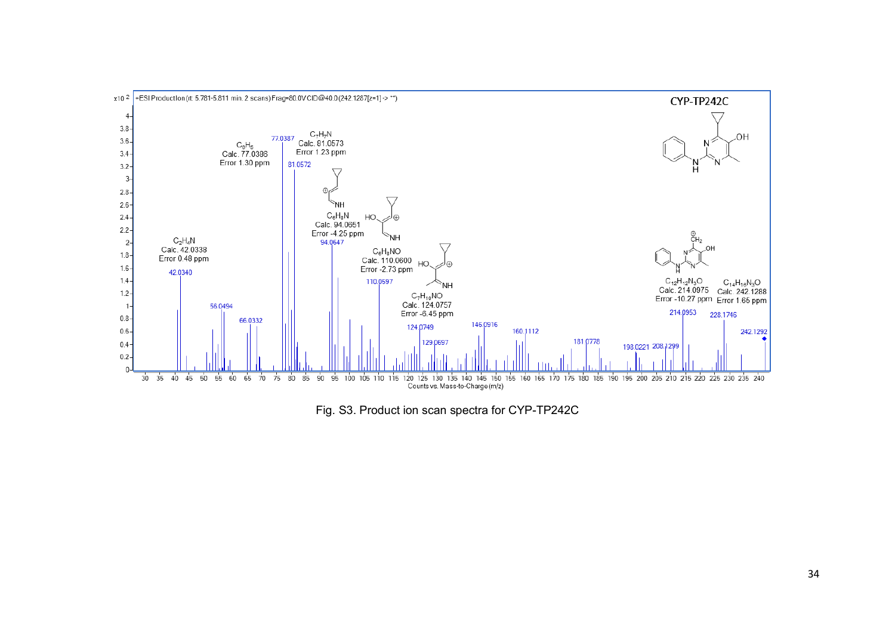x10 2 +ESI Product Ion (rt: 5.781-5.811 min, 2 scans) Frag=80.0V CID@40.0 (242.1287[z=1] -> **)

CYP-TP242C

$C_2H_4N$
Calc. 42.0338
Error 0.48 ppm
42.0340

56.0494

66.0332

$C_6H_5$
Calc. 77.0386
Error 1.30 ppm
77.0387

$C_5H_7N$
Calc. 81.0573
Error 1.23 ppm
81.0572

$C_6H_8N$
Calc. 94.0651
Error -4.25 ppm
94.0647

$C_6H_8NO$
Calc. 110.0600
Error -2.73 ppm
110.0597

$C_7H_{10}NO$
Calc. 124.0757
Error -6.45 ppm
124.0749

129.0697

146.0916

160.1112

181.0778

198.0221

208.1299

$C_{12}H_{12}N_3O$
Calc. 214.0975
Error -10.27 ppm
214.0953

228.1746

$C_{14}H_{16}N_3O$
Calc. 242.1288
Error 1.65 ppm
242.1292

Counts vs. Mass-to-Charge (m/z)

Fig. S3. Product ion scan spectra for CYP-TP242C